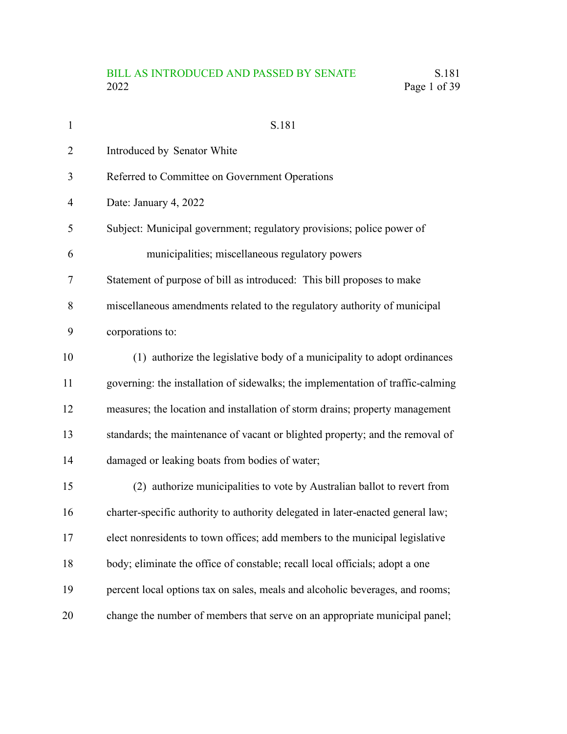S.181

Introduced by Senator White

Referred to Committee on Government Operations

Date: January 4, 2022

Subject: Municipal government; regulatory provisions; police power of municipalities; miscellaneous regulatory powers

Statement of purpose of bill as introduced: This bill proposes to make miscellaneous amendments related to the regulatory authority of municipal corporations to:

(1) authorize the legislative body of a municipality to adopt ordinances governing: the installation of sidewalks; the implementation of traffic-calming measures; the location and installation of storm drains; property management standards; the maintenance of vacant or blighted property; and the removal of damaged or leaking boats from bodies of water;

(2) authorize municipalities to vote by Australian ballot to revert from charter-specific authority to authority delegated in later-enacted general law; elect nonresidents to town offices; add members to the municipal legislative body; eliminate the office of constable; recall local officials; adopt a one percent local options tax on sales, meals and alcoholic beverages, and rooms; change the number of members that serve on an appropriate municipal panel;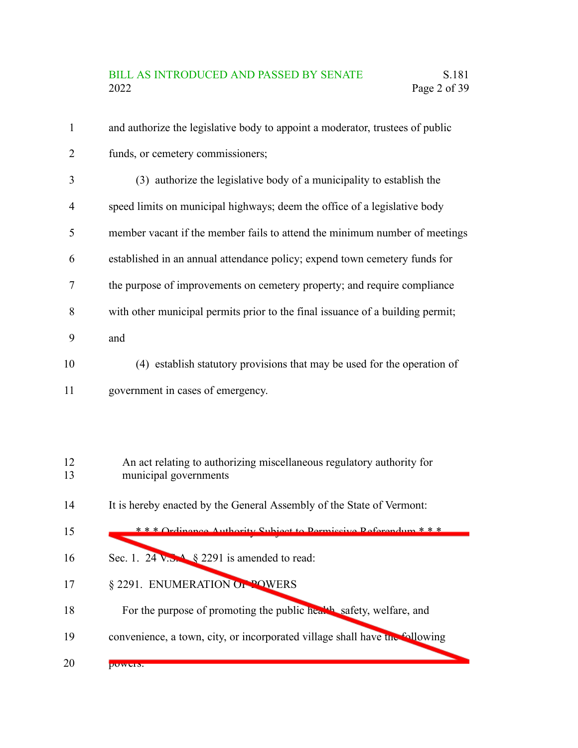and authorize the legislative body to appoint a moderator, trustees of public funds, or cemetery commissioners;

(3) authorize the legislative body of a municipality to establish the speed limits on municipal highways; deem the office of a legislative body member vacant if the member fails to attend the minimum number of meetings established in an annual attendance policy; expend town cemetery funds for the purpose of improvements on cemetery property; and require compliance with other municipal permits prior to the final issuance of a building permit; and

(4) establish statutory provisions that may be used for the operation of government in cases of emergency.

An act relating to authorizing miscellaneous regulatory authority for municipal governments

It is hereby enacted by the General Assembly of the State of Vermont:

~~\* \* \* Ordinance Authority Subject to Permissive Referendum \* \* \*~~

~~Sec. 1. 24 V.S.A. § 2291 is amended to read:~~

~~§ 2291. ENUMERATION OF POWERS~~

~~For the purpose of promoting the public health, safety, welfare, and convenience, a town, city, or incorporated village shall have the following powers:~~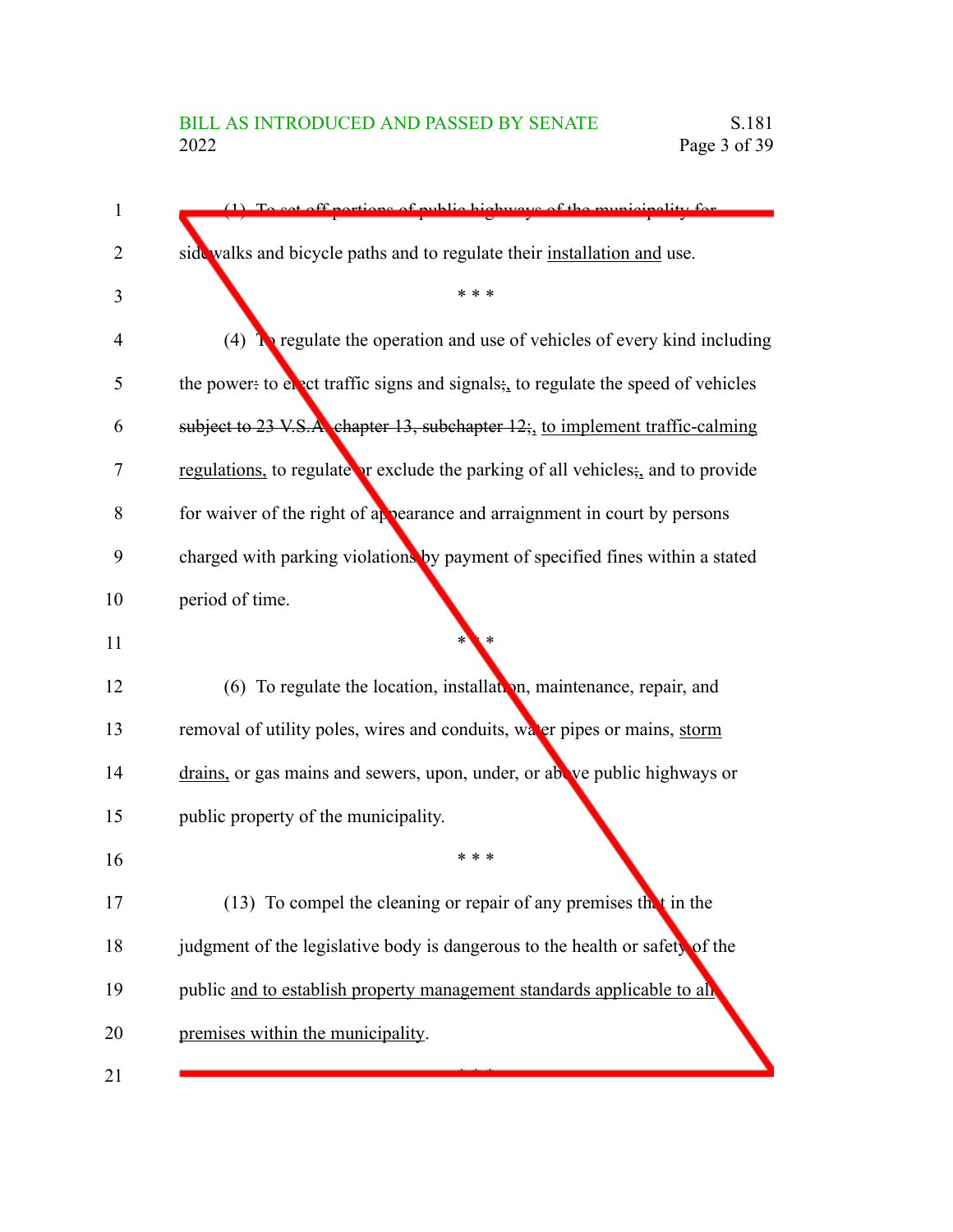(1) To set off portions of public highways of the municipality for sidewalks and bicycle paths and to regulate their <u>installation and</u> use.

\* \* \*

(4) To regulate the operation and use of vehicles of every kind including the power~~:~~ to erect traffic signs and signals~~;~~<u>,</u> to regulate the speed of vehicles ~~subject to 23 V.S.A. chapter 13, subchapter 12;~~<u>,</u> <u>to implement traffic-calming regulations,</u> to regulate or exclude the parking of all vehicles~~;~~<u>,</u> and to provide for waiver of the right of appearance and arraignment in court by persons charged with parking violations by payment of specified fines within a stated period of time.

\* \* \*

(6) To regulate the location, installation, maintenance, repair, and removal of utility poles, wires and conduits, water pipes or mains, <u>storm drains,</u> or gas mains and sewers, upon, under, or above public highways or public property of the municipality.

\* \* \*

(13) To compel the cleaning or repair of any premises that in the judgment of the legislative body is dangerous to the health or safety of the public <u>and to establish property management standards applicable to all premises within the municipality</u>.

\* \* \*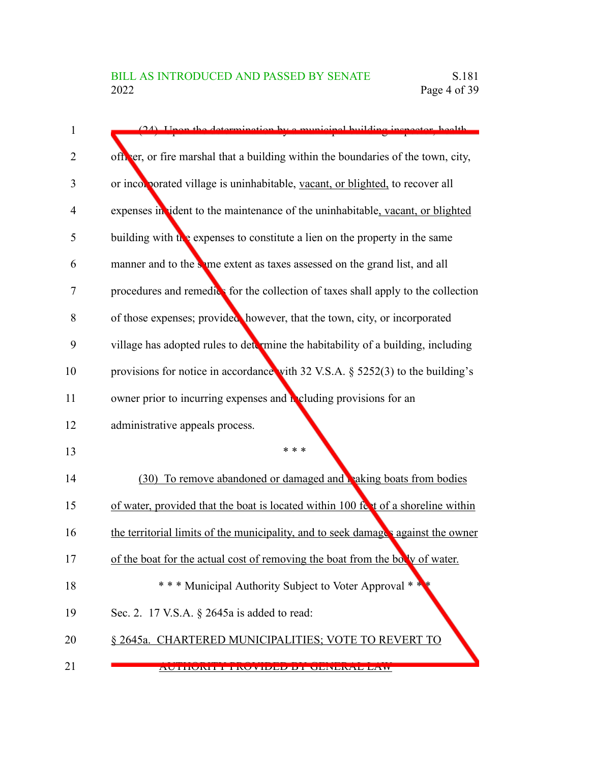(24) Upon the determination by a municipal building inspector, health officer, or fire marshal that a building within the boundaries of the town, city, or incorporated village is uninhabitable, vacant, or blighted, to recover all expenses incident to the maintenance of the uninhabitable, vacant, or blighted building with the expenses to constitute a lien on the property in the same manner and to the same extent as taxes assessed on the grand list, and all procedures and remedies for the collection of taxes shall apply to the collection of those expenses; provided, however, that the town, city, or incorporated village has adopted rules to determine the habitability of a building, including provisions for notice in accordance with 32 V.S.A. § 5252(3) to the building's owner prior to incurring expenses and including provisions for an administrative appeals process.

\* \* \*

(30) To remove abandoned or damaged and leaking boats from bodies of water, provided that the boat is located within 100 feet of a shoreline within the territorial limits of the municipality, and to seek damages against the owner of the boat for the actual cost of removing the boat from the body of water.

\* \* \* Municipal Authority Subject to Voter Approval \* \* \*

Sec. 2. 17 V.S.A. § 2645a is added to read:

§ 2645a. CHARTERED MUNICIPALITIES; VOTE TO REVERT TO AUTHORITY PROVIDED BY GENERAL LAW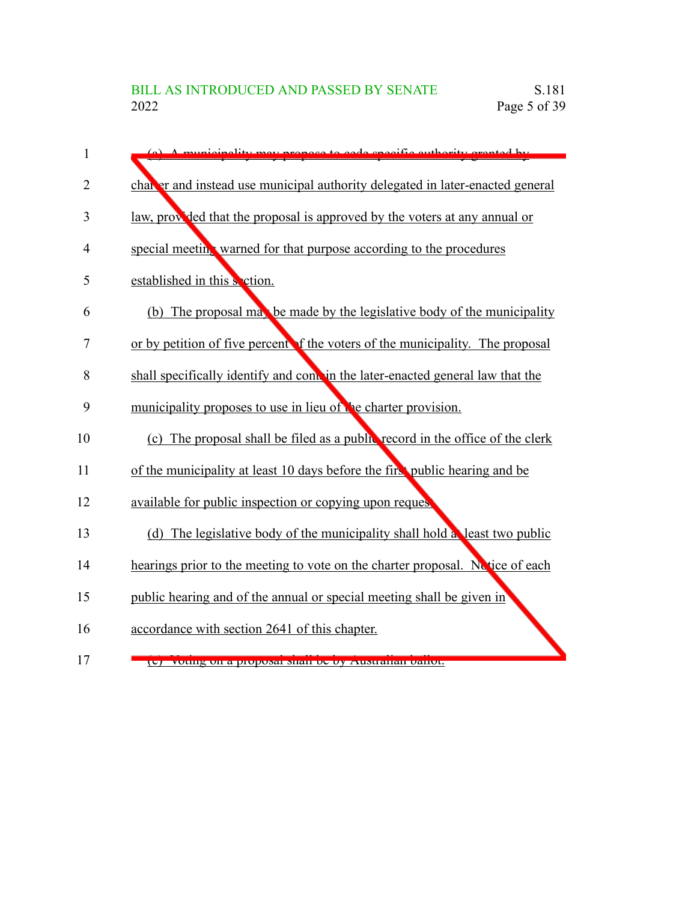(a) A municipality may propose to cede specific authority granted by charter and instead use municipal authority delegated in later-enacted general law, provided that the proposal is approved by the voters at any annual or special meeting warned for that purpose according to the procedures established in this section.

(b) The proposal may be made by the legislative body of the municipality or by petition of five percent of the voters of the municipality. The proposal shall specifically identify and contain the later-enacted general law that the municipality proposes to use in lieu of the charter provision.

(c) The proposal shall be filed as a public record in the office of the clerk of the municipality at least 10 days before the first public hearing and be available for public inspection or copying upon request.

(d) The legislative body of the municipality shall hold at least two public hearings prior to the meeting to vote on the charter proposal. Notice of each public hearing and of the annual or special meeting shall be given in accordance with section 2641 of this chapter.

(e) Voting on a proposal shall be by Australian ballot.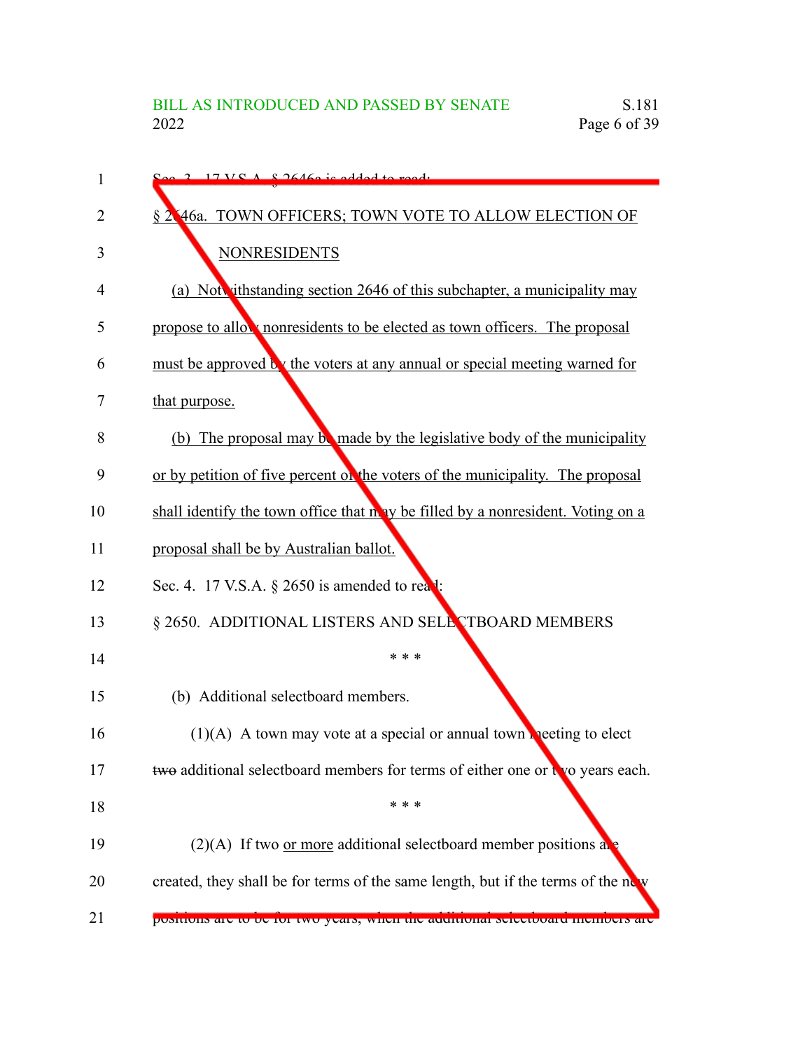Sec. 3. 17 V.S.A. § 2646a is added to read:

§ 2646a. TOWN OFFICERS; TOWN VOTE TO ALLOW ELECTION OF NONRESIDENTS

(a) Notwithstanding section 2646 of this subchapter, a municipality may propose to allow nonresidents to be elected as town officers. The proposal must be approved by the voters at any annual or special meeting warned for that purpose.

(b) The proposal may be made by the legislative body of the municipality or by petition of five percent of the voters of the municipality. The proposal shall identify the town office that may be filled by a nonresident. Voting on a proposal shall be by Australian ballot.

Sec. 4. 17 V.S.A. § 2650 is amended to read:

§ 2650. ADDITIONAL LISTERS AND SELECTBOARD MEMBERS

* * *

(b) Additional selectboard members.

(1)(A) A town may vote at a special or annual town meeting to elect ~~two~~ additional selectboard members for terms of either one or two years each.

* * *

(2)(A) If two or more additional selectboard member positions are created, they shall be for terms of the same length, but if the terms of the new positions are to be for two years, when the additional selectboard members are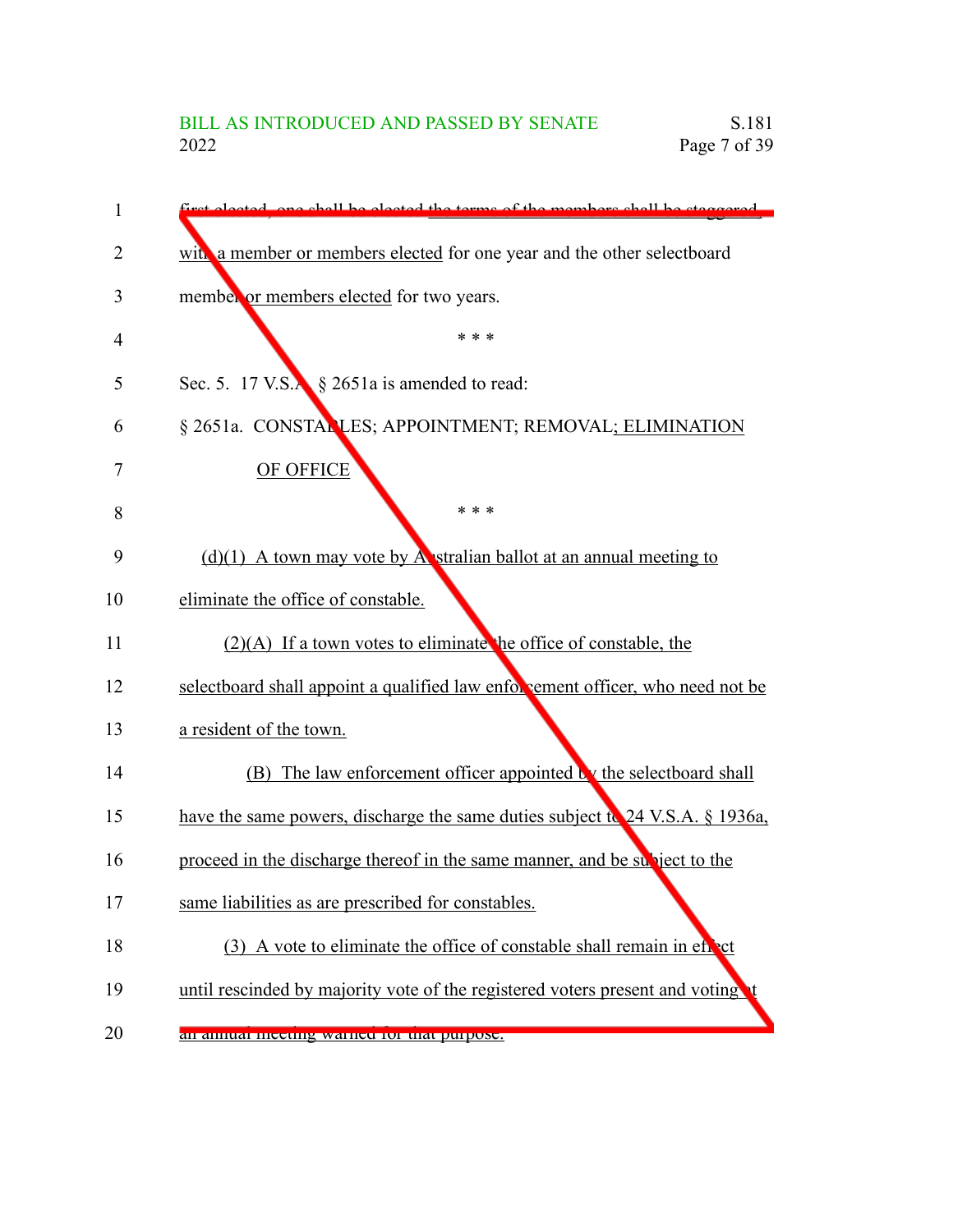first elected, one shall be elected the terms of the members shall be staggered, with a member or members elected for one year and the other selectboard member or members elected for two years.

\* \* \*

Sec. 5. 17 V.S.A. § 2651a is amended to read:

§ 2651a. CONSTABLES; APPOINTMENT; REMOVAL; ELIMINATION OF OFFICE

\* \* \*

(d)(1) A town may vote by Australian ballot at an annual meeting to eliminate the office of constable.

(2)(A) If a town votes to eliminate the office of constable, the selectboard shall appoint a qualified law enforcement officer, who need not be a resident of the town.

(B) The law enforcement officer appointed by the selectboard shall have the same powers, discharge the same duties subject to 24 V.S.A. § 1936a, proceed in the discharge thereof in the same manner, and be subject to the same liabilities as are prescribed for constables.

(3) A vote to eliminate the office of constable shall remain in effect until rescinded by majority vote of the registered voters present and voting at an annual meeting warned for that purpose.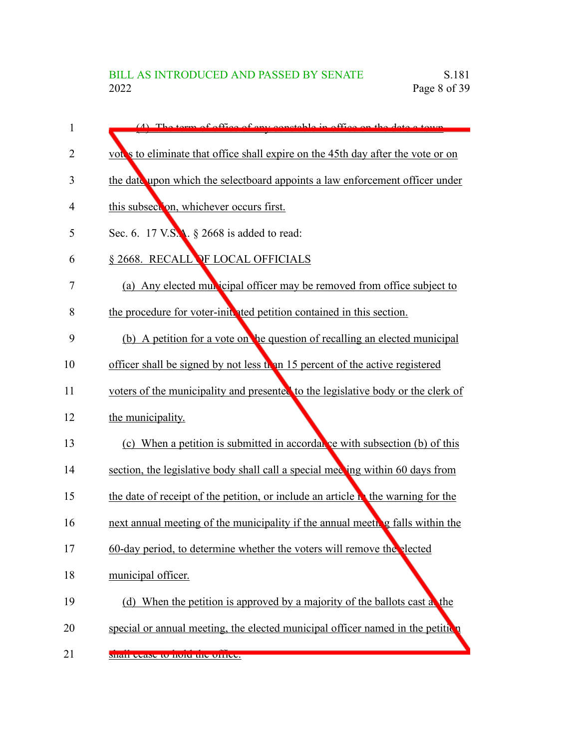(4) The term of office of any constable in office on the date a town votes to eliminate that office shall expire on the 45th day after the vote or on the date upon which the selectboard appoints a law enforcement officer under this subsection, whichever occurs first.

Sec. 6. 17 V.S.A. § 2668 is added to read:

§ 2668. RECALL OF LOCAL OFFICIALS

(a) Any elected municipal officer may be removed from office subject to the procedure for voter-initiated petition contained in this section.

(b) A petition for a vote on the question of recalling an elected municipal officer shall be signed by not less than 15 percent of the active registered voters of the municipality and presented to the legislative body or the clerk of the municipality.

(c) When a petition is submitted in accordance with subsection (b) of this section, the legislative body shall call a special meeting within 60 days from the date of receipt of the petition, or include an article in the warning for the next annual meeting of the municipality if the annual meeting falls within the 60-day period, to determine whether the voters will remove the elected municipal officer.

(d) When the petition is approved by a majority of the ballots cast at the special or annual meeting, the elected municipal officer named in the petition shall cease to hold the office.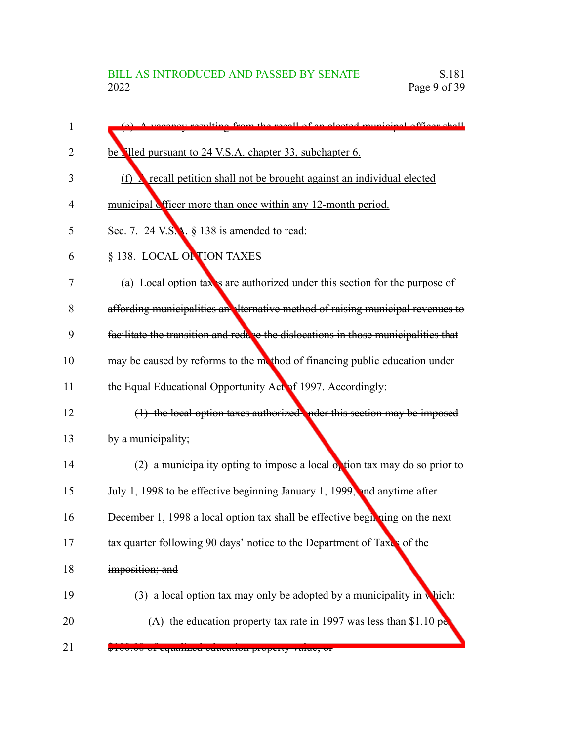(e) A vacancy resulting from the recall of an elected municipal officer shall be filled pursuant to 24 V.S.A. chapter 33, subchapter 6.

(f) A recall petition shall not be brought against an individual elected municipal officer more than once within any 12-month period.

Sec. 7. 24 V.S.A. § 138 is amended to read:

§ 138. LOCAL OPTION TAXES

(a) ~~Local option taxes are authorized under this section for the purpose of affording municipalities an alternative method of raising municipal revenues to facilitate the transition and reduce the dislocations in those municipalities that may be caused by reforms to the method of financing public education under the Equal Educational Opportunity Act of 1997. Accordingly:~~

~~(1) the local option taxes authorized under this section may be imposed by a municipality;~~

~~(2) a municipality opting to impose a local option tax may do so prior to July 1, 1998 to be effective beginning January 1, 1999, and anytime after December 1, 1998 a local option tax shall be effective beginning on the next tax quarter following 90 days' notice to the Department of Taxes of the imposition; and~~

~~(3) a local option tax may only be adopted by a municipality in which:~~

~~(A) the education property tax rate in 1997 was less than $1.10 per $100.00 of equalized education property value; or~~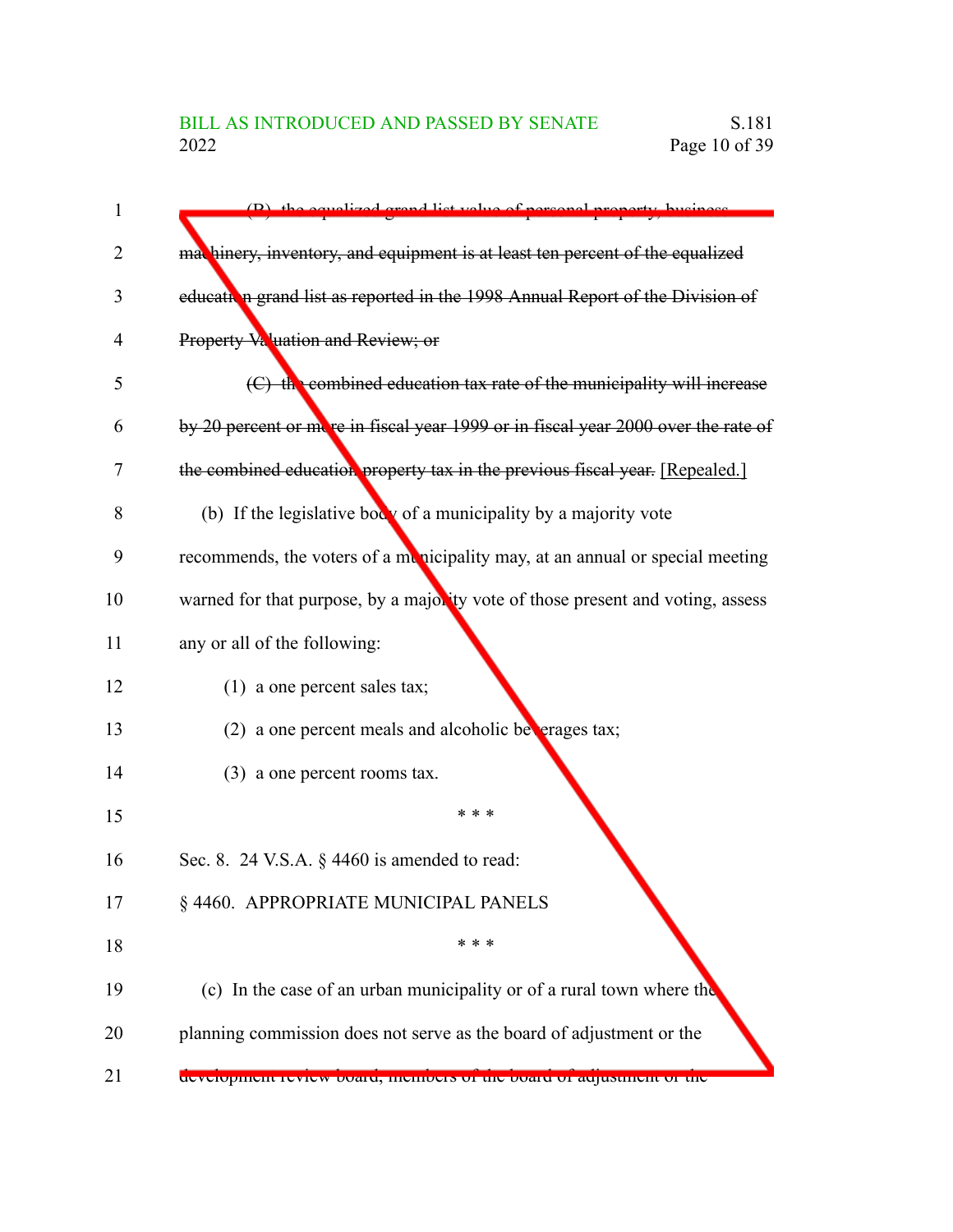~~(B) the equalized grand list value of personal property, business machinery, inventory, and equipment is at least ten percent of the equalized education grand list as reported in the 1998 Annual Report of the Division of Property Valuation and Review; or~~

~~(C) the combined education tax rate of the municipality will increase by 20 percent or more in fiscal year 1999 or in fiscal year 2000 over the rate of the combined education property tax in the previous fiscal year.~~ [Repealed.]

(b) If the legislative body of a municipality by a majority vote recommends, the voters of a municipality may, at an annual or special meeting warned for that purpose, by a majority vote of those present and voting, assess any or all of the following:

(1) a one percent sales tax;

(2) a one percent meals and alcoholic beverages tax;

(3) a one percent rooms tax.

\* \* \*

Sec. 8. 24 V.S.A. § 4460 is amended to read:

§ 4460. APPROPRIATE MUNICIPAL PANELS

\* \* \*

(c) In the case of an urban municipality or of a rural town where the planning commission does not serve as the board of adjustment or the development review board, members of the board of adjustment or the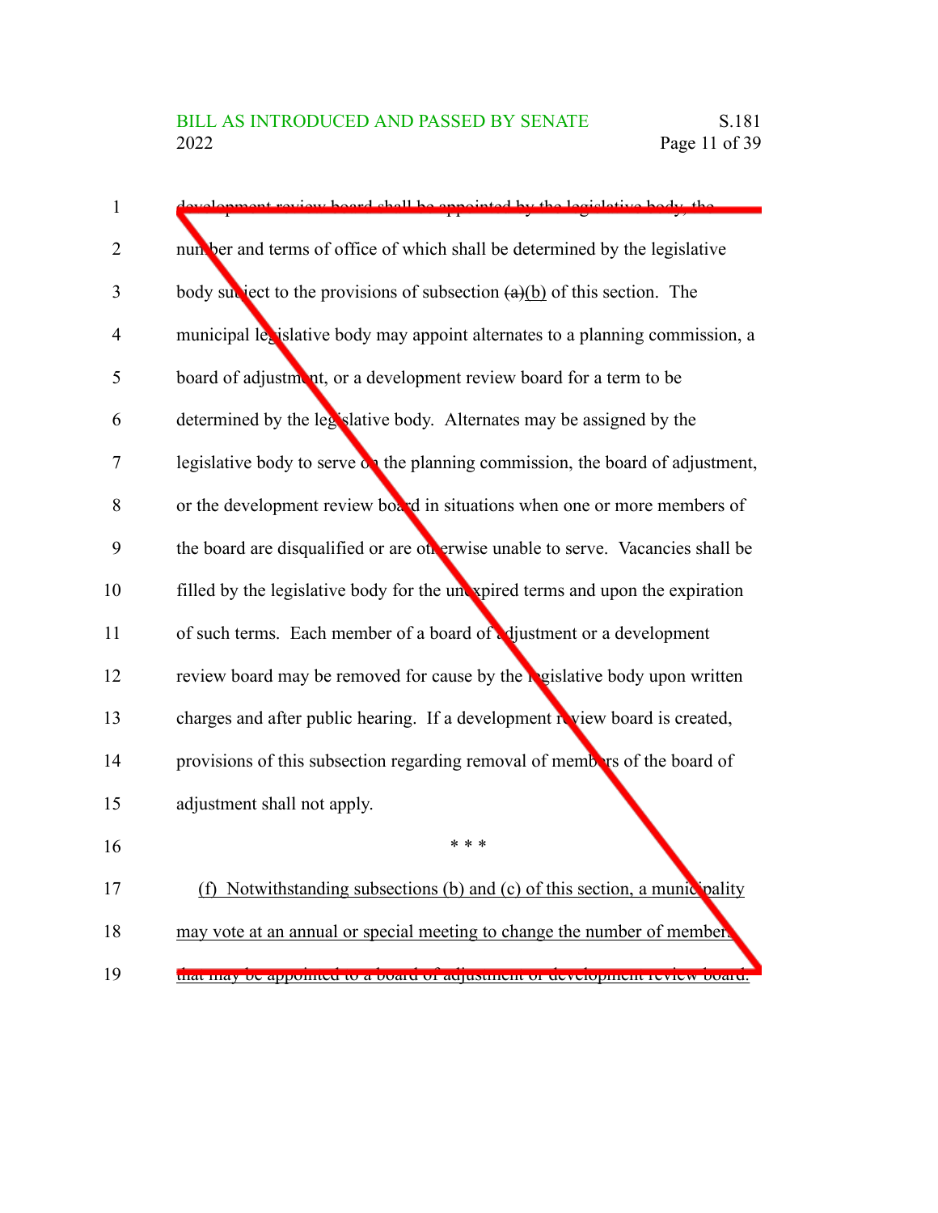development review board shall be appointed by the legislative body, the number and terms of office of which shall be determined by the legislative body subject to the provisions of subsection ~~(a)~~(b) of this section. The municipal legislative body may appoint alternates to a planning commission, a board of adjustment, or a development review board for a term to be determined by the legislative body. Alternates may be assigned by the legislative body to serve on the planning commission, the board of adjustment, or the development review board in situations when one or more members of the board are disqualified or are otherwise unable to serve. Vacancies shall be filled by the legislative body for the unexpired terms and upon the expiration of such terms. Each member of a board of adjustment or a development review board may be removed for cause by the legislative body upon written charges and after public hearing. If a development review board is created, provisions of this subsection regarding removal of members of the board of adjustment shall not apply.

\* \* \*

(f) Notwithstanding subsections (b) and (c) of this section, a municipality may vote at an annual or special meeting to change the number of members that may be appointed to a board of adjustment or development review board.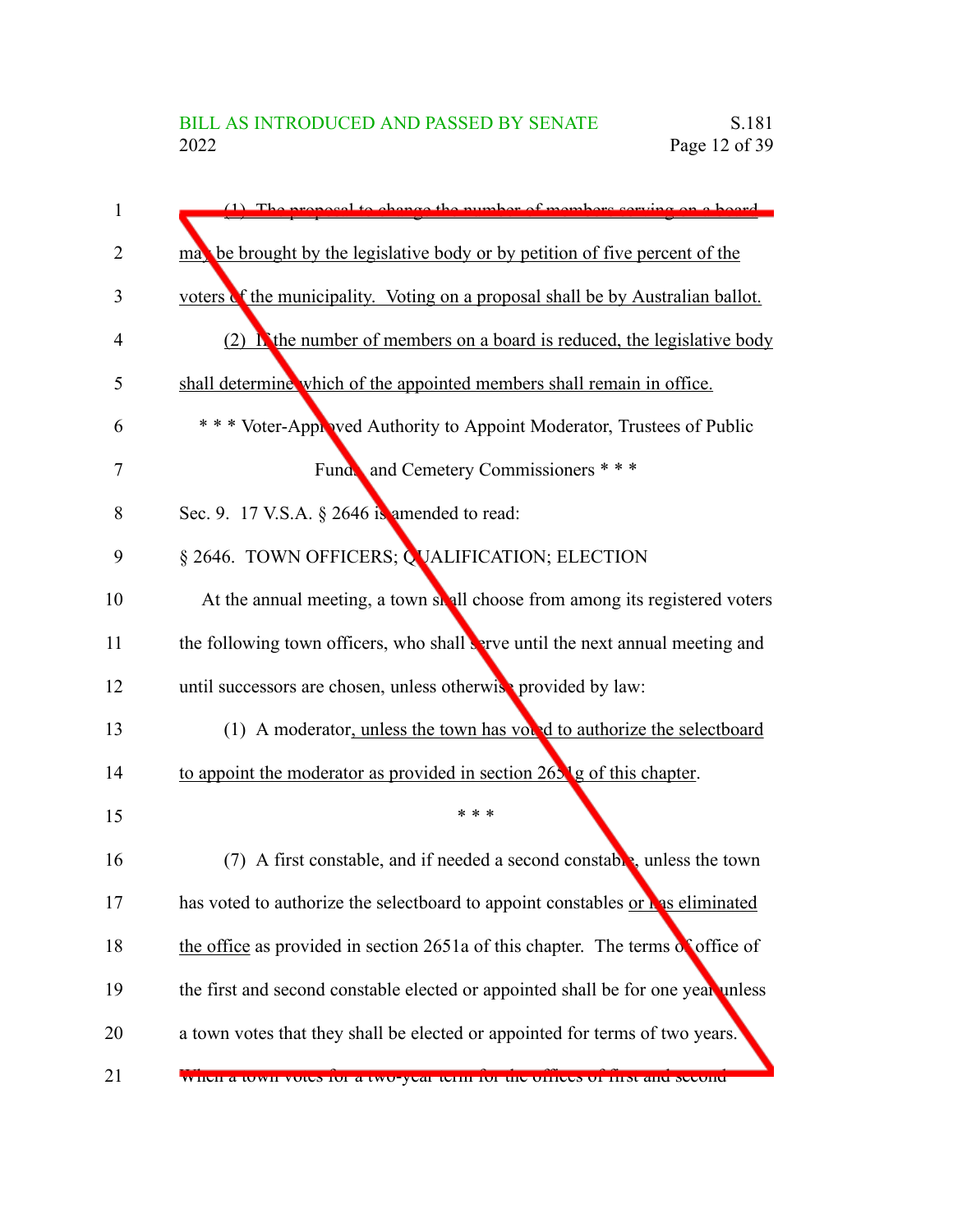(1) The proposal to change the number of members serving on a board may be brought by the legislative body or by petition of five percent of the voters of the municipality. Voting on a proposal shall be by Australian ballot.

(2) If the number of members on a board is reduced, the legislative body shall determine which of the appointed members shall remain in office.

\* \* \* Voter-Approved Authority to Appoint Moderator, Trustees of Public Funds, and Cemetery Commissioners \* \* \*

Sec. 9. 17 V.S.A. § 2646 is amended to read:

§ 2646. TOWN OFFICERS; QUALIFICATION; ELECTION

At the annual meeting, a town shall choose from among its registered voters the following town officers, who shall serve until the next annual meeting and until successors are chosen, unless otherwise provided by law:

(1) A moderator, unless the town has voted to authorize the selectboard to appoint the moderator as provided in section 2651g of this chapter.

\* \* \*

(7) A first constable, and if needed a second constable, unless the town has voted to authorize the selectboard to appoint constables or has eliminated the office as provided in section 2651a of this chapter. The terms of office of the first and second constable elected or appointed shall be for one year unless a town votes that they shall be elected or appointed for terms of two years. When a town votes for a two-year term for the offices of first and second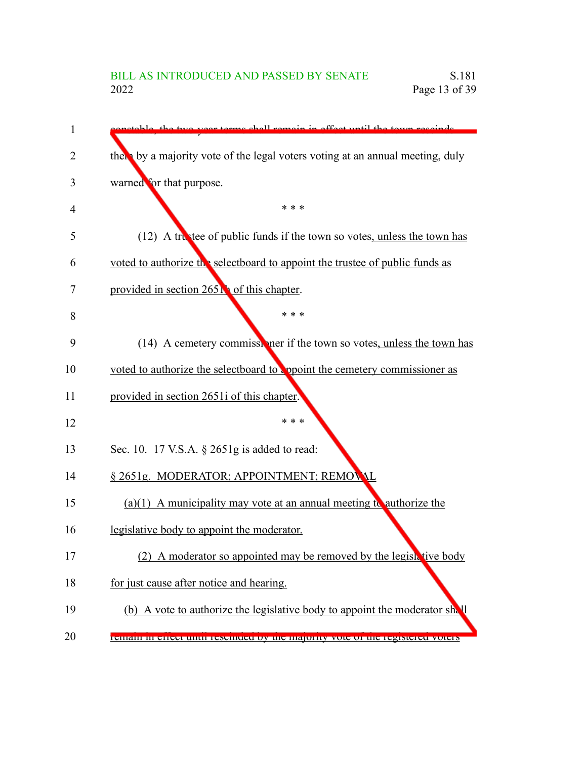constable, the two-year terms shall remain in effect until the town rescinds them by a majority vote of the legal voters voting at an annual meeting, duly warned for that purpose.

\* \* \*

(12) A trustee of public funds if the town so votes, unless the town has voted to authorize the selectboard to appoint the trustee of public funds as provided in section 2651h of this chapter.

\* \* \*

(14) A cemetery commissioner if the town so votes, unless the town has voted to authorize the selectboard to appoint the cemetery commissioner as provided in section 2651i of this chapter.

\* \* \*

Sec. 10. 17 V.S.A. § 2651g is added to read:

§ 2651g. MODERATOR; APPOINTMENT; REMOVAL

(a)(1) A municipality may vote at an annual meeting to authorize the legislative body to appoint the moderator.

(2) A moderator so appointed may be removed by the legislative body for just cause after notice and hearing.

(b) A vote to authorize the legislative body to appoint the moderator shall remain in effect until rescinded by the majority vote of the registered voters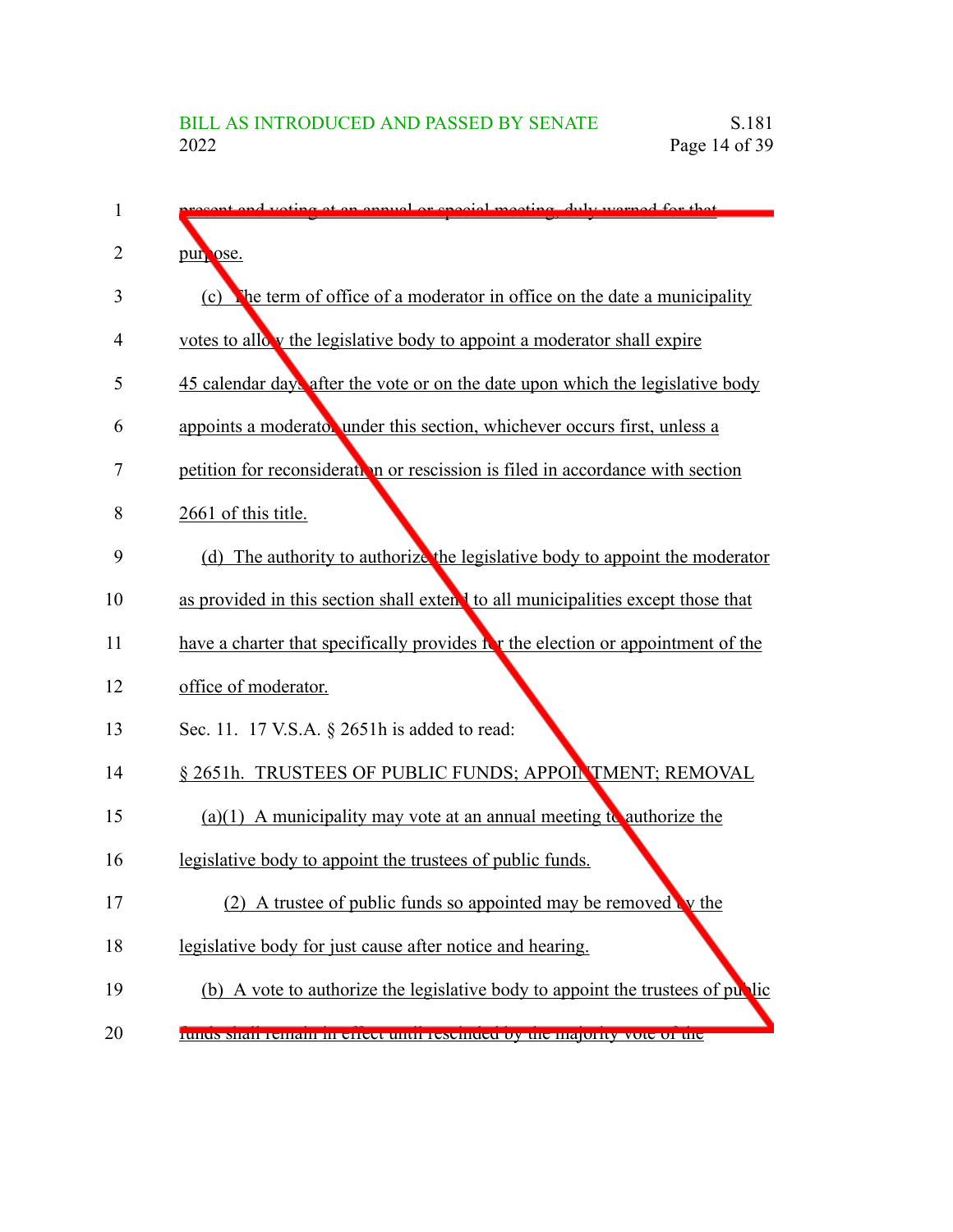present and voting at an annual or special meeting, duly warned for that purpose.

(c) The term of office of a moderator in office on the date a municipality votes to allow the legislative body to appoint a moderator shall expire 45 calendar days after the vote or on the date upon which the legislative body appoints a moderator under this section, whichever occurs first, unless a petition for reconsideration or rescission is filed in accordance with section 2661 of this title.

(d) The authority to authorize the legislative body to appoint the moderator as provided in this section shall extend to all municipalities except those that have a charter that specifically provides for the election or appointment of the office of moderator.

Sec. 11. 17 V.S.A. § 2651h is added to read:

§ 2651h. TRUSTEES OF PUBLIC FUNDS; APPOINTMENT; REMOVAL

(a)(1) A municipality may vote at an annual meeting to authorize the legislative body to appoint the trustees of public funds.

(2) A trustee of public funds so appointed may be removed by the legislative body for just cause after notice and hearing.

(b) A vote to authorize the legislative body to appoint the trustees of public funds shall remain in effect until rescinded by the majority vote of the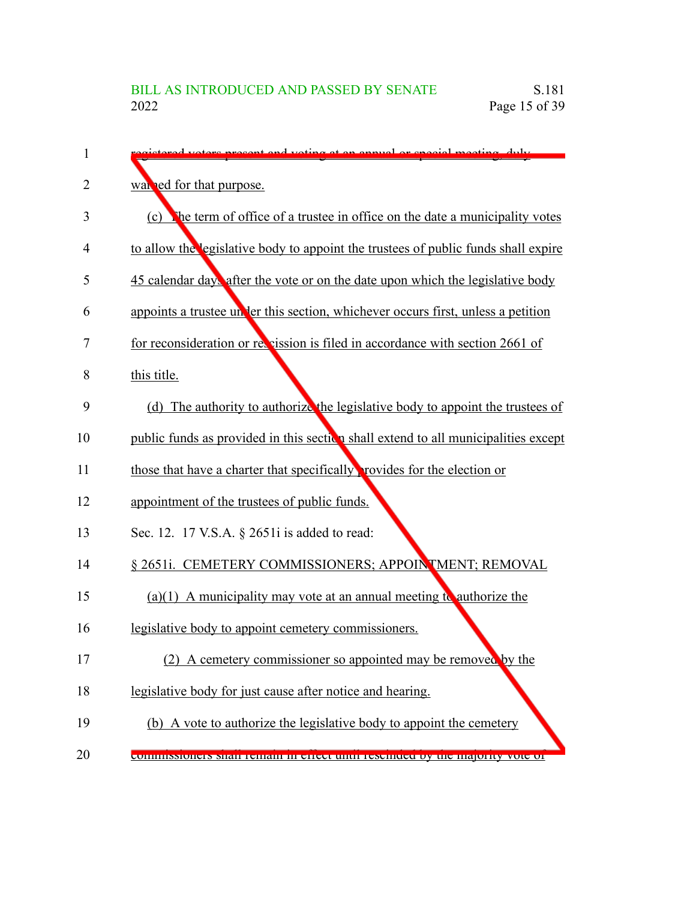registered voters present and voting at an annual or special meeting, duly warned for that purpose.

(c) The term of office of a trustee in office on the date a municipality votes to allow the legislative body to appoint the trustees of public funds shall expire 45 calendar days after the vote or on the date upon which the legislative body appoints a trustee under this section, whichever occurs first, unless a petition for reconsideration or rescission is filed in accordance with section 2661 of this title.

(d) The authority to authorize the legislative body to appoint the trustees of public funds as provided in this section shall extend to all municipalities except those that have a charter that specifically provides for the election or appointment of the trustees of public funds.

Sec. 12. 17 V.S.A. § 2651i is added to read:

§ 2651i. CEMETERY COMMISSIONERS; APPOINTMENT; REMOVAL

(a)(1) A municipality may vote at an annual meeting to authorize the legislative body to appoint cemetery commissioners.

(2) A cemetery commissioner so appointed may be removed by the legislative body for just cause after notice and hearing.

(b) A vote to authorize the legislative body to appoint the cemetery commissioners shall remain in effect until rescinded by the majority vote of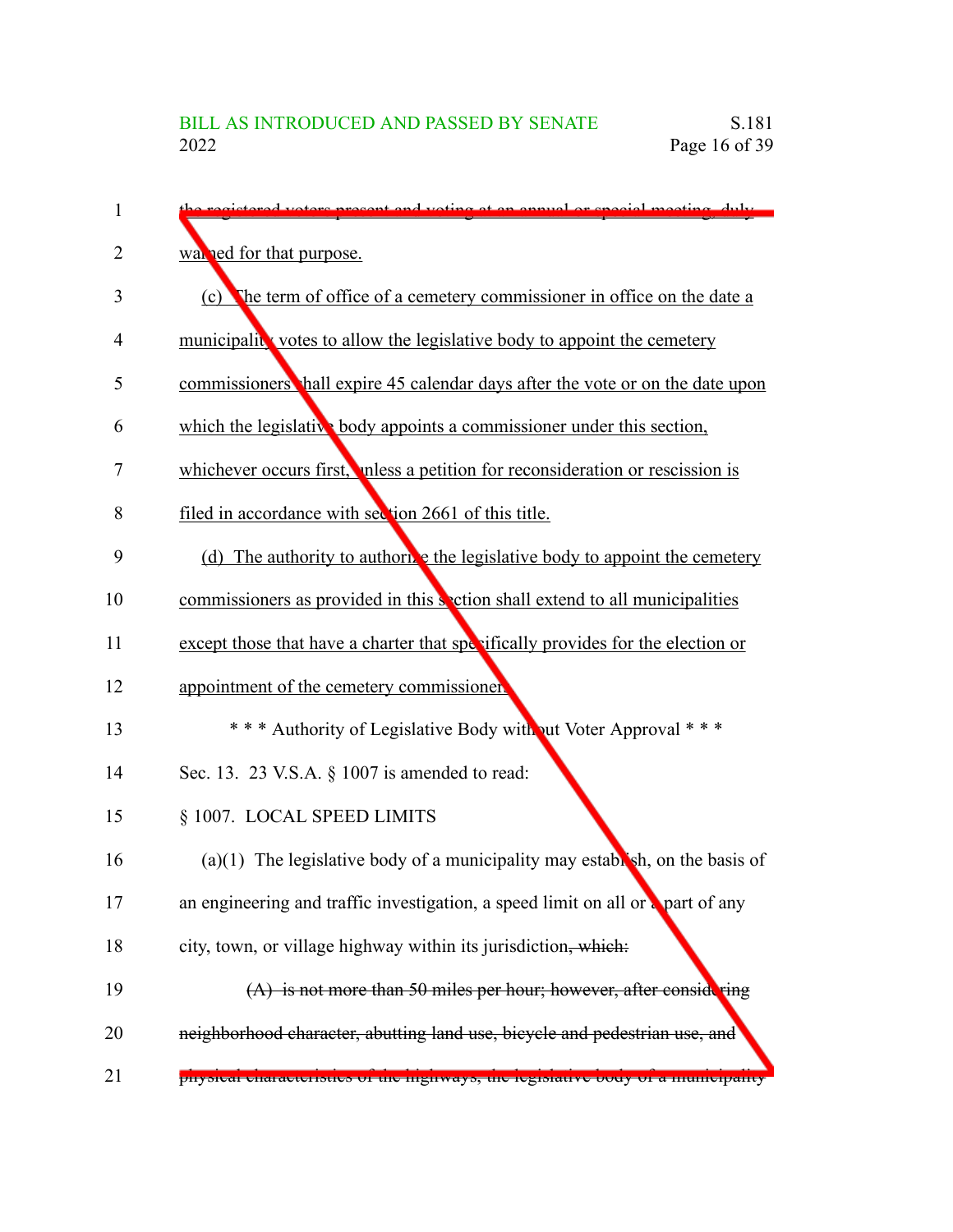~~the registered voters present and voting at an annual or special meeting, duly~~ warned for that purpose.

(c) The term of office of a cemetery commissioner in office on the date a municipality votes to allow the legislative body to appoint the cemetery commissioners shall expire 45 calendar days after the vote or on the date upon which the legislative body appoints a commissioner under this section, whichever occurs first, unless a petition for reconsideration or rescission is filed in accordance with section 2661 of this title.

(d) The authority to authorize the legislative body to appoint the cemetery commissioners as provided in this section shall extend to all municipalities except those that have a charter that specifically provides for the election or appointment of the cemetery commissioners.

\* \* \* Authority of Legislative Body without Voter Approval \* \* \*

Sec. 13. 23 V.S.A. § 1007 is amended to read:

§ 1007. LOCAL SPEED LIMITS

(a)(1) The legislative body of a municipality may establish, on the basis of an engineering and traffic investigation, a speed limit on all or a part of any city, town, or village highway within its jurisdiction~~, which:~~

~~(A) is not more than 50 miles per hour; however, after considering neighborhood character, abutting land use, bicycle and pedestrian use, and physical characteristics of the highways, the legislative body of a municipality~~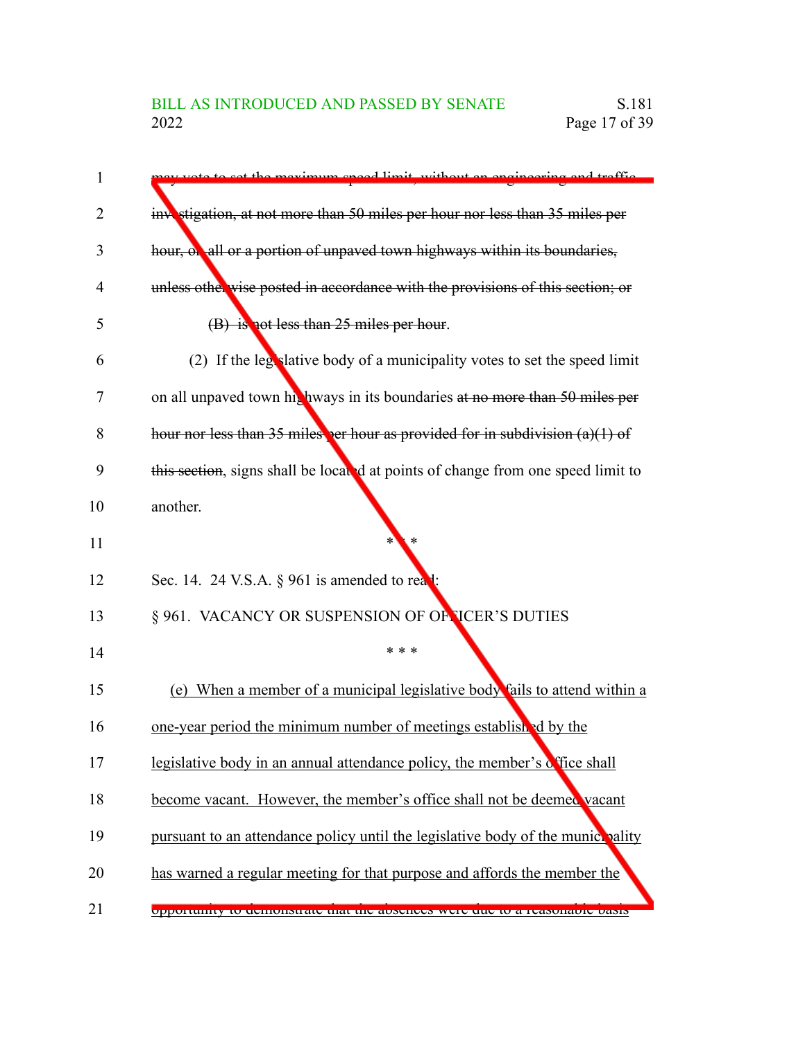may vote to set the maximum speed limit, without an engineering and traffic investigation, at not more than 50 miles per hour nor less than 35 miles per hour, on all or a portion of unpaved town highways within its boundaries, unless otherwise posted in accordance with the provisions of this section; or

(B) is not less than 25 miles per hour.

(2) If the legislative body of a municipality votes to set the speed limit on all unpaved town highways in its boundaries at no more than 50 miles per hour nor less than 35 miles per hour as provided for in subdivision (a)(1) of this section, signs shall be located at points of change from one speed limit to another.

\* \* \*

Sec. 14. 24 V.S.A. § 961 is amended to read:

§ 961. VACANCY OR SUSPENSION OF OFFICER'S DUTIES

\* \* \*

(e) When a member of a municipal legislative body fails to attend within a one-year period the minimum number of meetings established by the legislative body in an annual attendance policy, the member's office shall become vacant. However, the member's office shall not be deemed vacant pursuant to an attendance policy until the legislative body of the municipality has warned a regular meeting for that purpose and affords the member the opportunity to demonstrate that the absences were due to a reasonable basis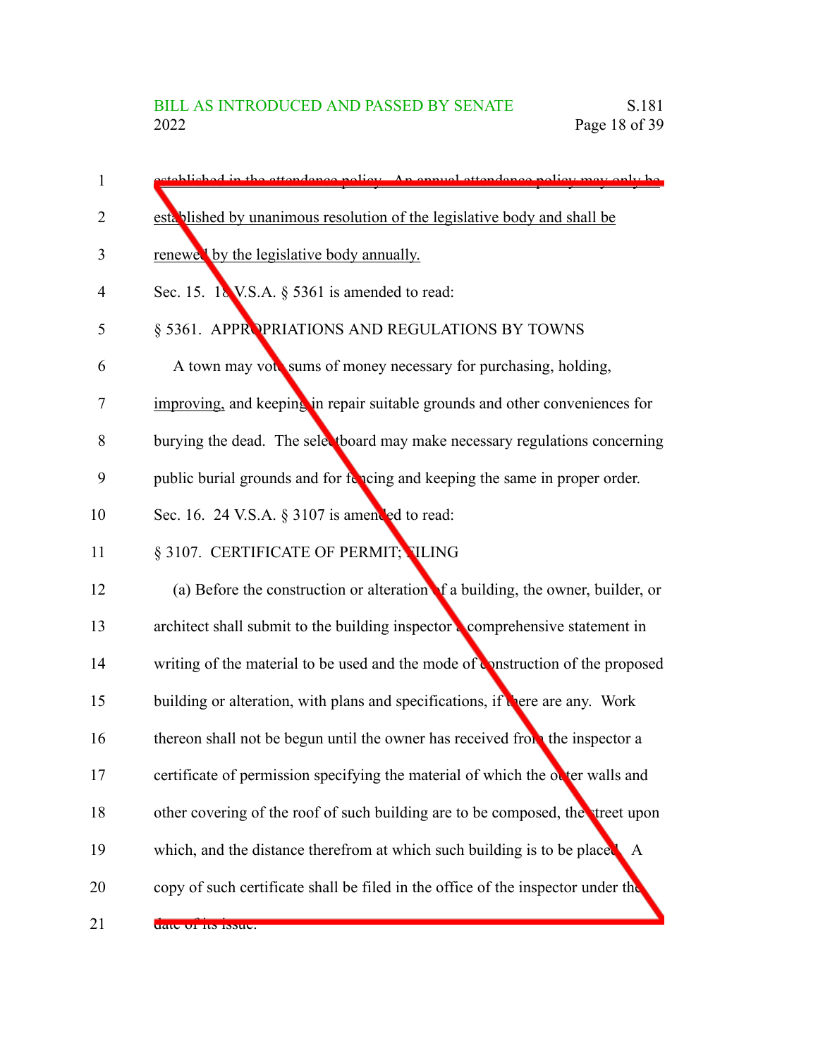established in the attendance policy. An annual attendance policy may only be established by unanimous resolution of the legislative body and shall be renewed by the legislative body annually.

Sec. 15. 18 V.S.A. § 5361 is amended to read:

§ 5361. APPROPRIATIONS AND REGULATIONS BY TOWNS

A town may vote sums of money necessary for purchasing, holding, improving, and keeping in repair suitable grounds and other conveniences for burying the dead. The selectboard may make necessary regulations concerning public burial grounds and for fencing and keeping the same in proper order.

Sec. 16. 24 V.S.A. § 3107 is amended to read:

§ 3107. CERTIFICATE OF PERMIT; FILING

(a) Before the construction or alteration of a building, the owner, builder, or architect shall submit to the building inspector a comprehensive statement in writing of the material to be used and the mode of construction of the proposed building or alteration, with plans and specifications, if there are any. Work thereon shall not be begun until the owner has received from the inspector a certificate of permission specifying the material of which the outer walls and other covering of the roof of such building are to be composed, the street upon which, and the distance therefrom at which such building is to be placed. A copy of such certificate shall be filed in the office of the inspector under the date of its issue.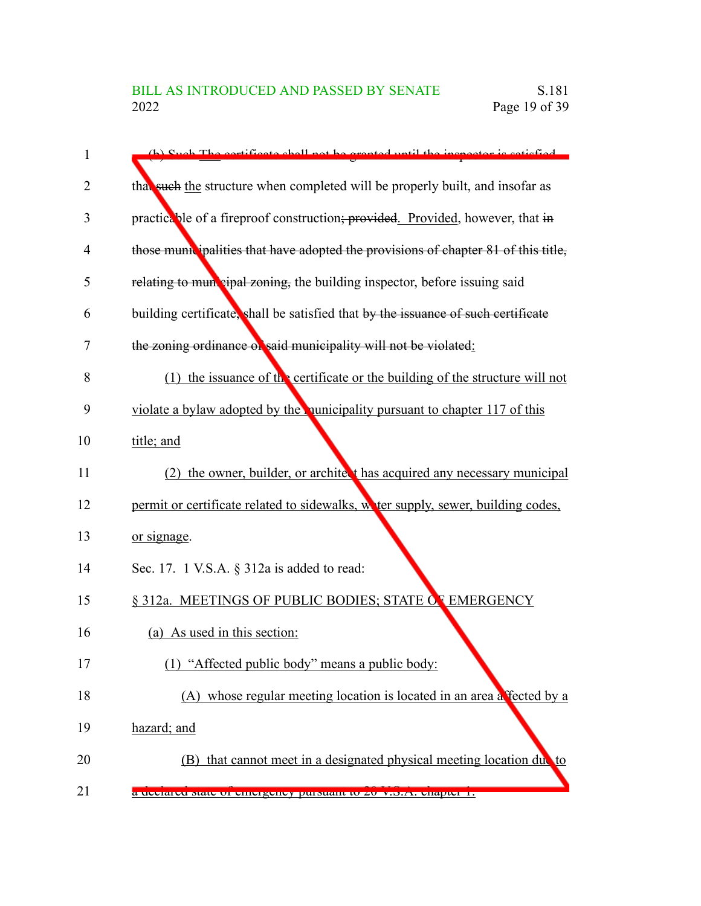(b) ~~Such~~ The certificate shall not be granted until the inspector is satisfied that ~~such~~ the structure when completed will be properly built, and insofar as practicable of a fireproof construction~~; provided~~. Provided, however, that ~~in those municipalities that have adopted the provisions of chapter 81 of this title, relating to municipal zoning,~~ the building inspector, before issuing said building certificate, shall be satisfied that ~~by the issuance of such certificate the zoning ordinance of said municipality will not be violated~~:

(1) the issuance of the certificate or the building of the structure will not violate a bylaw adopted by the municipality pursuant to chapter 117 of this title; and

(2) the owner, builder, or architect has acquired any necessary municipal permit or certificate related to sidewalks, water supply, sewer, building codes, or signage.

Sec. 17. 1 V.S.A. § 312a is added to read:

§ 312a. MEETINGS OF PUBLIC BODIES; STATE OF EMERGENCY

(a) As used in this section:

(1) "Affected public body" means a public body:

(A) whose regular meeting location is located in an area affected by a hazard; and

(B) that cannot meet in a designated physical meeting location due to a declared state of emergency pursuant to 20 V.S.A. chapter 1.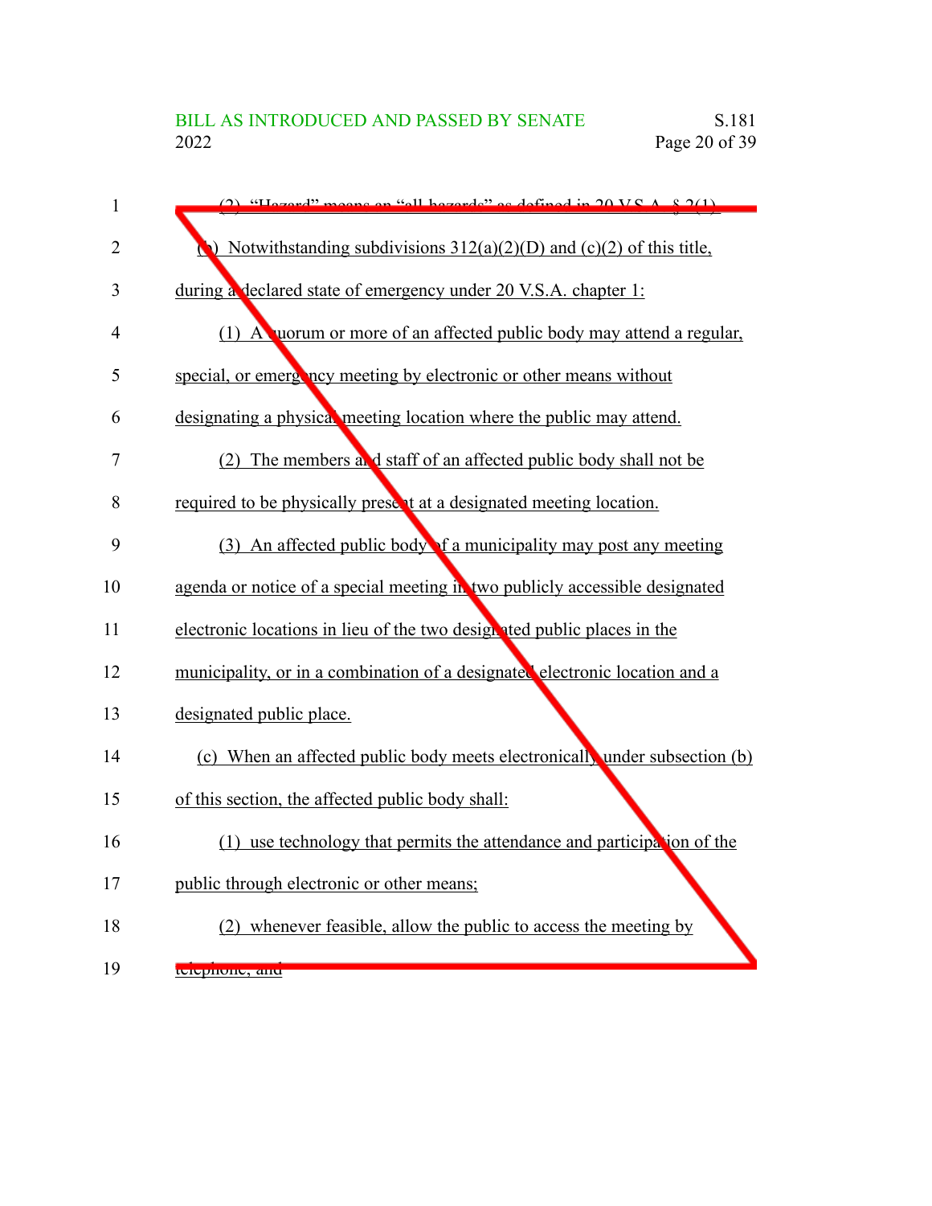(2) "Hazard" means an "all-hazards" as defined in 20 V.S.A. § 2(1).

(b) Notwithstanding subdivisions 312(a)(2)(D) and (c)(2) of this title, during a declared state of emergency under 20 V.S.A. chapter 1:

(1) A quorum or more of an affected public body may attend a regular, special, or emergency meeting by electronic or other means without designating a physical meeting location where the public may attend.

(2) The members and staff of an affected public body shall not be required to be physically present at a designated meeting location.

(3) An affected public body of a municipality may post any meeting agenda or notice of a special meeting in two publicly accessible designated electronic locations in lieu of the two designated public places in the municipality, or in a combination of a designated electronic location and a designated public place.

(c) When an affected public body meets electronically under subsection (b) of this section, the affected public body shall:

(1) use technology that permits the attendance and participation of the public through electronic or other means;

(2) whenever feasible, allow the public to access the meeting by telephone; and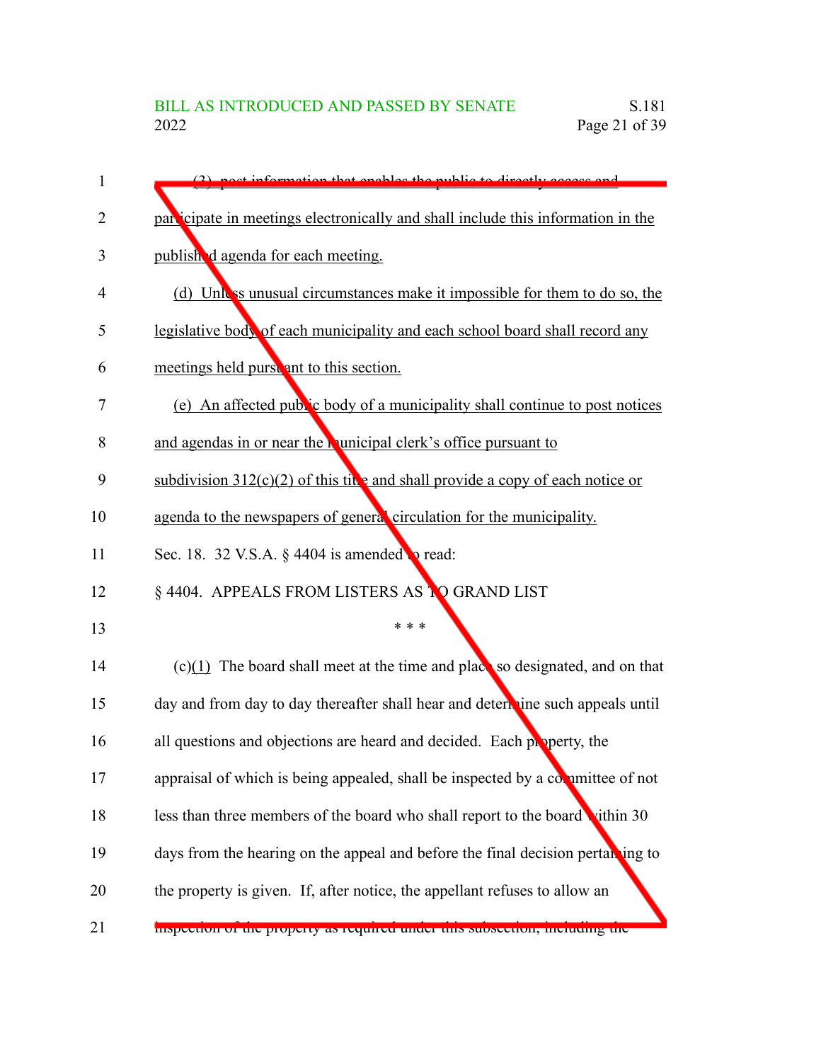(3) post information that enables the public to directly access and participate in meetings electronically and shall include this information in the published agenda for each meeting.

(d) Unless unusual circumstances make it impossible for them to do so, the legislative body of each municipality and each school board shall record any meetings held pursuant to this section.

(e) An affected public body of a municipality shall continue to post notices and agendas in or near the municipal clerk's office pursuant to subdivision 312(c)(2) of this title and shall provide a copy of each notice or agenda to the newspapers of general circulation for the municipality.

Sec. 18. 32 V.S.A. § 4404 is amended to read:

§ 4404. APPEALS FROM LISTERS AS TO GRAND LIST

\* \* \*

(c)(1) The board shall meet at the time and place so designated, and on that day and from day to day thereafter shall hear and determine such appeals until all questions and objections are heard and decided. Each property, the appraisal of which is being appealed, shall be inspected by a committee of not less than three members of the board who shall report to the board within 30 days from the hearing on the appeal and before the final decision pertaining to the property is given. If, after notice, the appellant refuses to allow an inspection of the property as required under this subsection, including the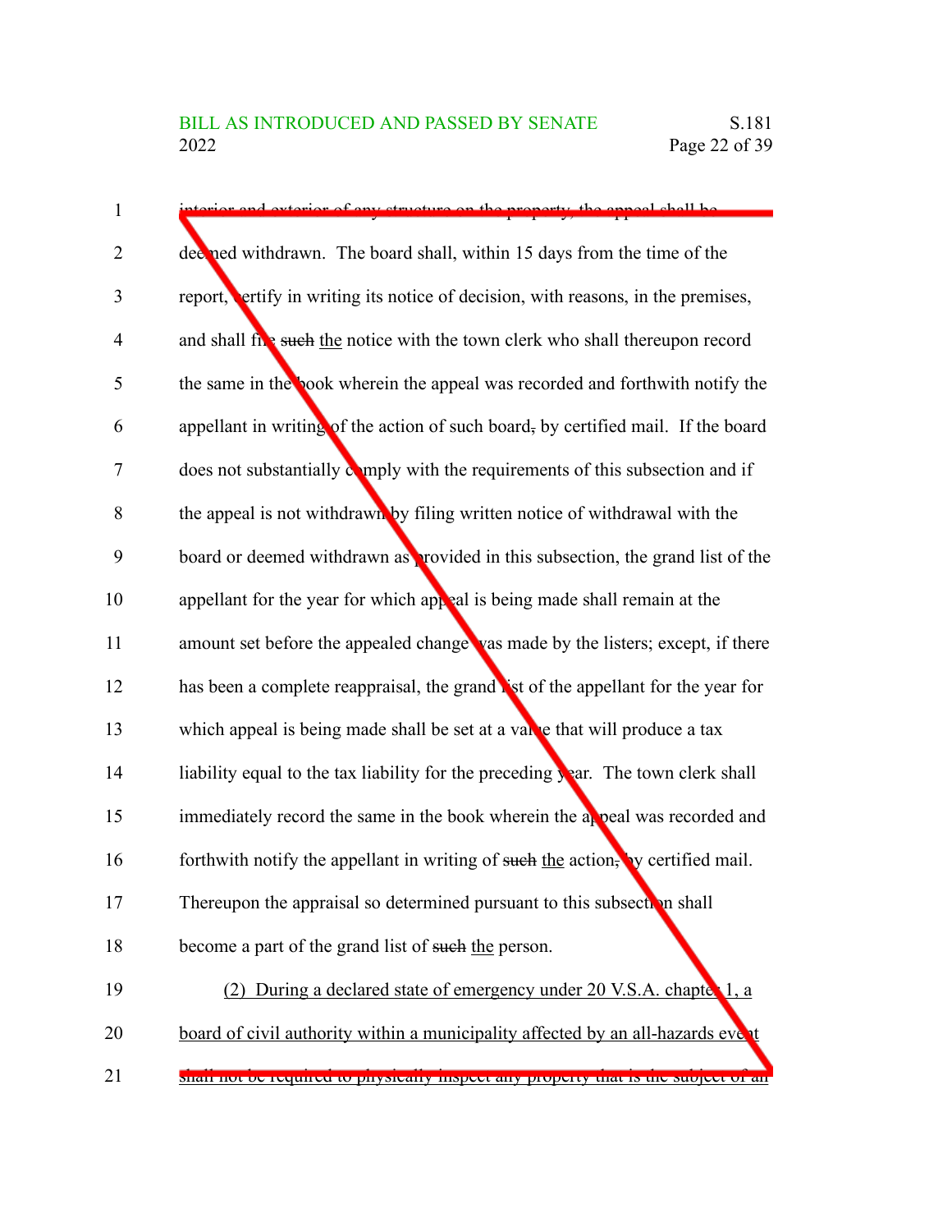interior and exterior of any structure on the property, the appeal shall be deemed withdrawn. The board shall, within 15 days from the time of the report, certify in writing its notice of decision, with reasons, in the premises, and shall file ~~such~~ the notice with the town clerk who shall thereupon record the same in the book wherein the appeal was recorded and forthwith notify the appellant in writing of the action of such board~~,~~ by certified mail. If the board does not substantially comply with the requirements of this subsection and if the appeal is not withdrawn by filing written notice of withdrawal with the board or deemed withdrawn as provided in this subsection, the grand list of the appellant for the year for which appeal is being made shall remain at the amount set before the appealed change was made by the listers; except, if there has been a complete reappraisal, the grand list of the appellant for the year for which appeal is being made shall be set at a value that will produce a tax liability equal to the tax liability for the preceding year. The town clerk shall immediately record the same in the book wherein the appeal was recorded and forthwith notify the appellant in writing of ~~such~~ the action~~,~~ by certified mail. Thereupon the appraisal so determined pursuant to this subsection shall become a part of the grand list of ~~such~~ the person.

(2) During a declared state of emergency under 20 V.S.A. chapter 1, a board of civil authority within a municipality affected by an all-hazards event shall not be required to physically inspect any property that is the subject of an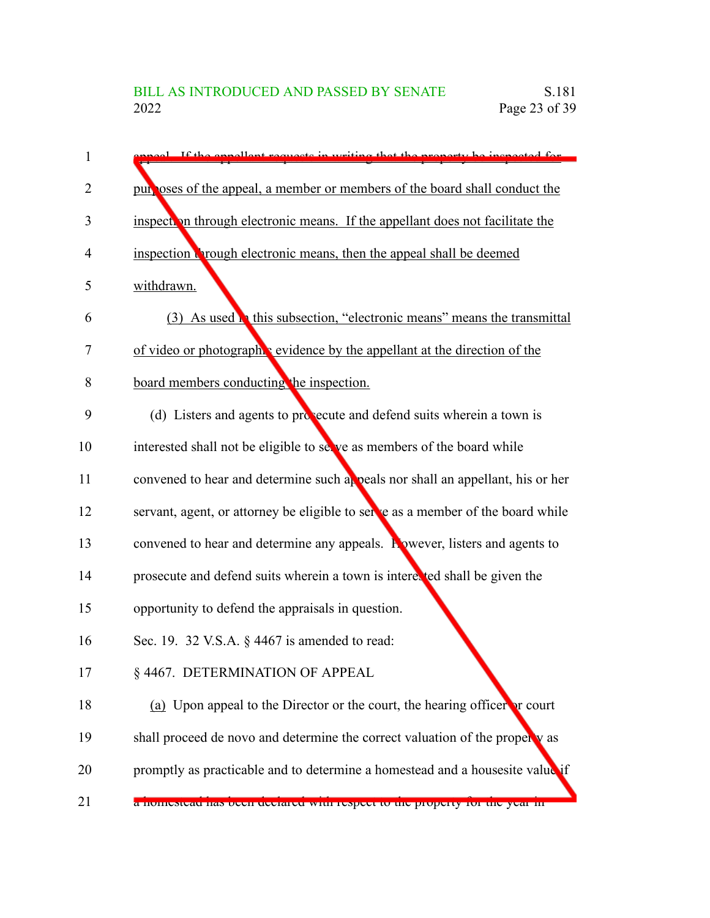appeal. If the appellant requests in writing that the property be inspected for purposes of the appeal, a member or members of the board shall conduct the inspection through electronic means. If the appellant does not facilitate the inspection through electronic means, then the appeal shall be deemed withdrawn.

(3) As used in this subsection, "electronic means" means the transmittal of video or photographic evidence by the appellant at the direction of the board members conducting the inspection.

(d) Listers and agents to prosecute and defend suits wherein a town is interested shall not be eligible to serve as members of the board while convened to hear and determine such appeals nor shall an appellant, his or her servant, agent, or attorney be eligible to serve as a member of the board while convened to hear and determine any appeals. However, listers and agents to prosecute and defend suits wherein a town is interested shall be given the opportunity to defend the appraisals in question.

Sec. 19. 32 V.S.A. § 4467 is amended to read:

§ 4467. DETERMINATION OF APPEAL

(a) Upon appeal to the Director or the court, the hearing officer or court shall proceed de novo and determine the correct valuation of the property as promptly as practicable and to determine a homestead and a housesite value if a homestead has been declared with respect to the property for the year in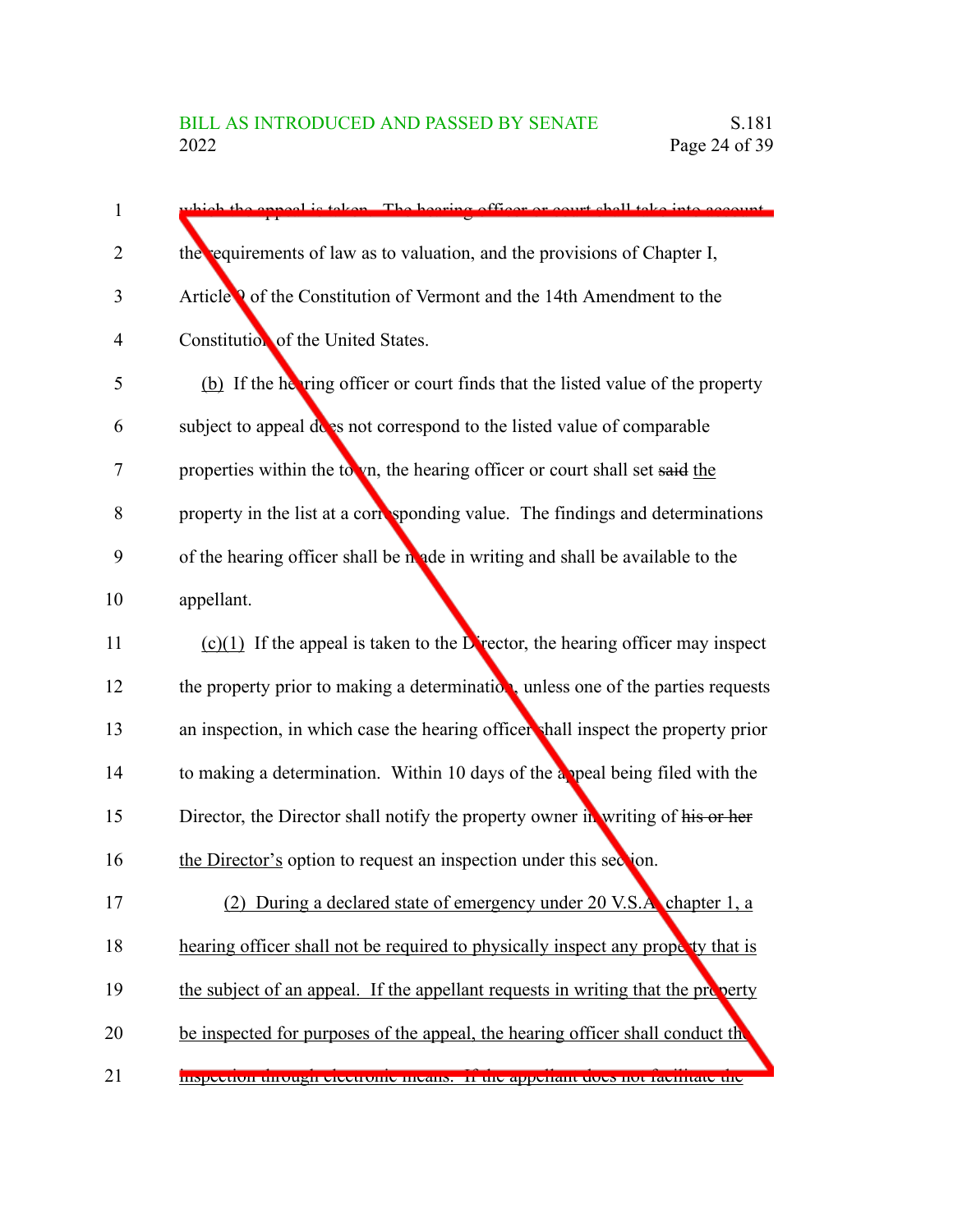which the appeal is taken. The hearing officer or court shall take into account the requirements of law as to valuation, and the provisions of Chapter I, Article 9 of the Constitution of Vermont and the 14th Amendment to the Constitution of the United States.

(b) If the hearing officer or court finds that the listed value of the property subject to appeal does not correspond to the listed value of comparable properties within the town, the hearing officer or court shall set ~~said~~ the property in the list at a corresponding value. The findings and determinations of the hearing officer shall be made in writing and shall be available to the appellant.

(c)(1) If the appeal is taken to the Director, the hearing officer may inspect the property prior to making a determination, unless one of the parties requests an inspection, in which case the hearing officer shall inspect the property prior to making a determination. Within 10 days of the appeal being filed with the Director, the Director shall notify the property owner in writing of ~~his or her~~ the Director's option to request an inspection under this section.

(2) During a declared state of emergency under 20 V.S.A. chapter 1, a hearing officer shall not be required to physically inspect any property that is the subject of an appeal. If the appellant requests in writing that the property be inspected for purposes of the appeal, the hearing officer shall conduct the inspection through electronic means. If the appellant does not facilitate the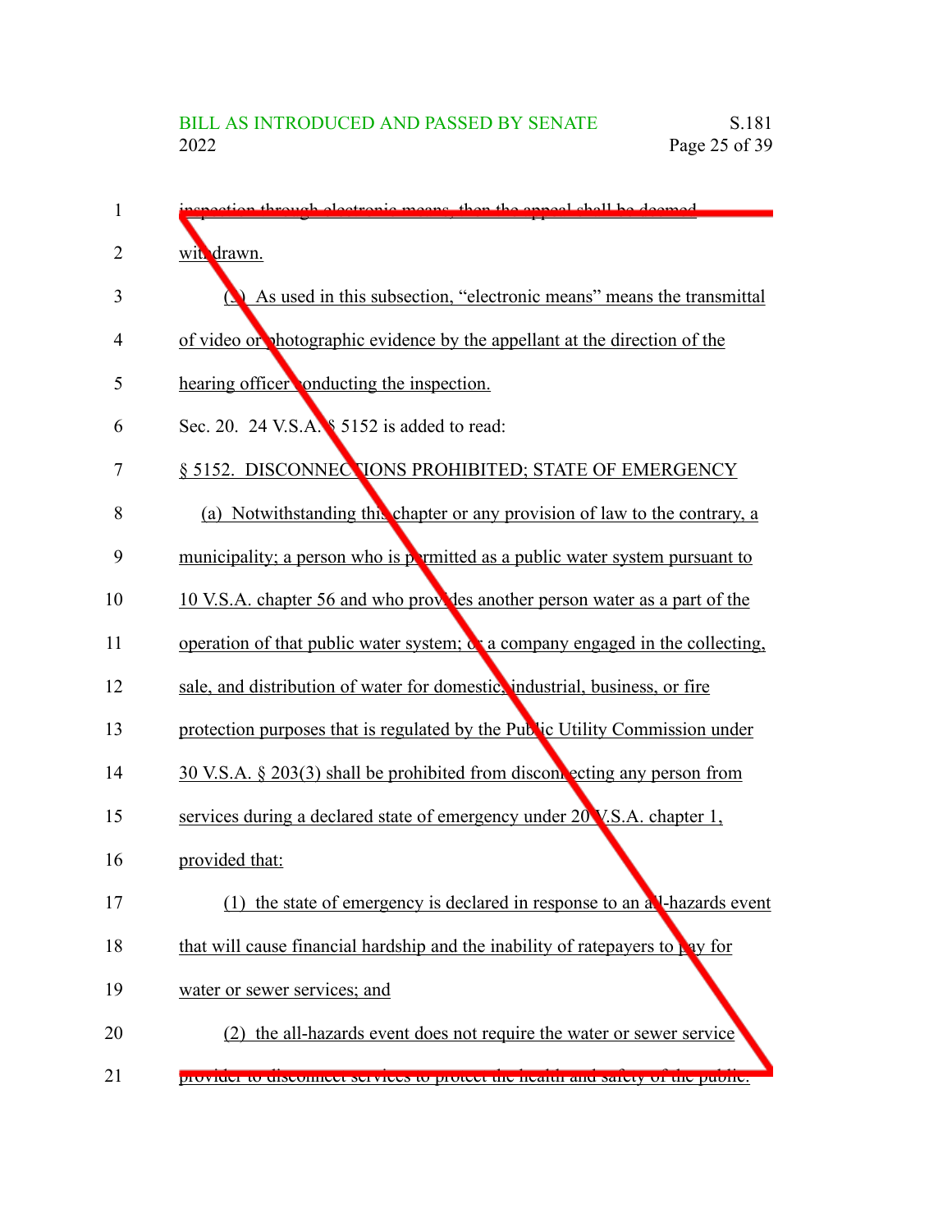inspection through electronic means, then the appeal shall be deemed withdrawn.

(3) As used in this subsection, "electronic means" means the transmittal of video or photographic evidence by the appellant at the direction of the hearing officer conducting the inspection.

Sec. 20. 24 V.S.A. § 5152 is added to read:

§ 5152. DISCONNECTIONS PROHIBITED; STATE OF EMERGENCY

(a) Notwithstanding this chapter or any provision of law to the contrary, a municipality; a person who is permitted as a public water system pursuant to 10 V.S.A. chapter 56 and who provides another person water as a part of the operation of that public water system; or a company engaged in the collecting, sale, and distribution of water for domestic, industrial, business, or fire protection purposes that is regulated by the Public Utility Commission under 30 V.S.A. § 203(3) shall be prohibited from disconnecting any person from services during a declared state of emergency under 20 V.S.A. chapter 1, provided that:

(1) the state of emergency is declared in response to an all-hazards event that will cause financial hardship and the inability of ratepayers to pay for water or sewer services; and

(2) the all-hazards event does not require the water or sewer service provider to disconnect services to protect the health and safety of the public.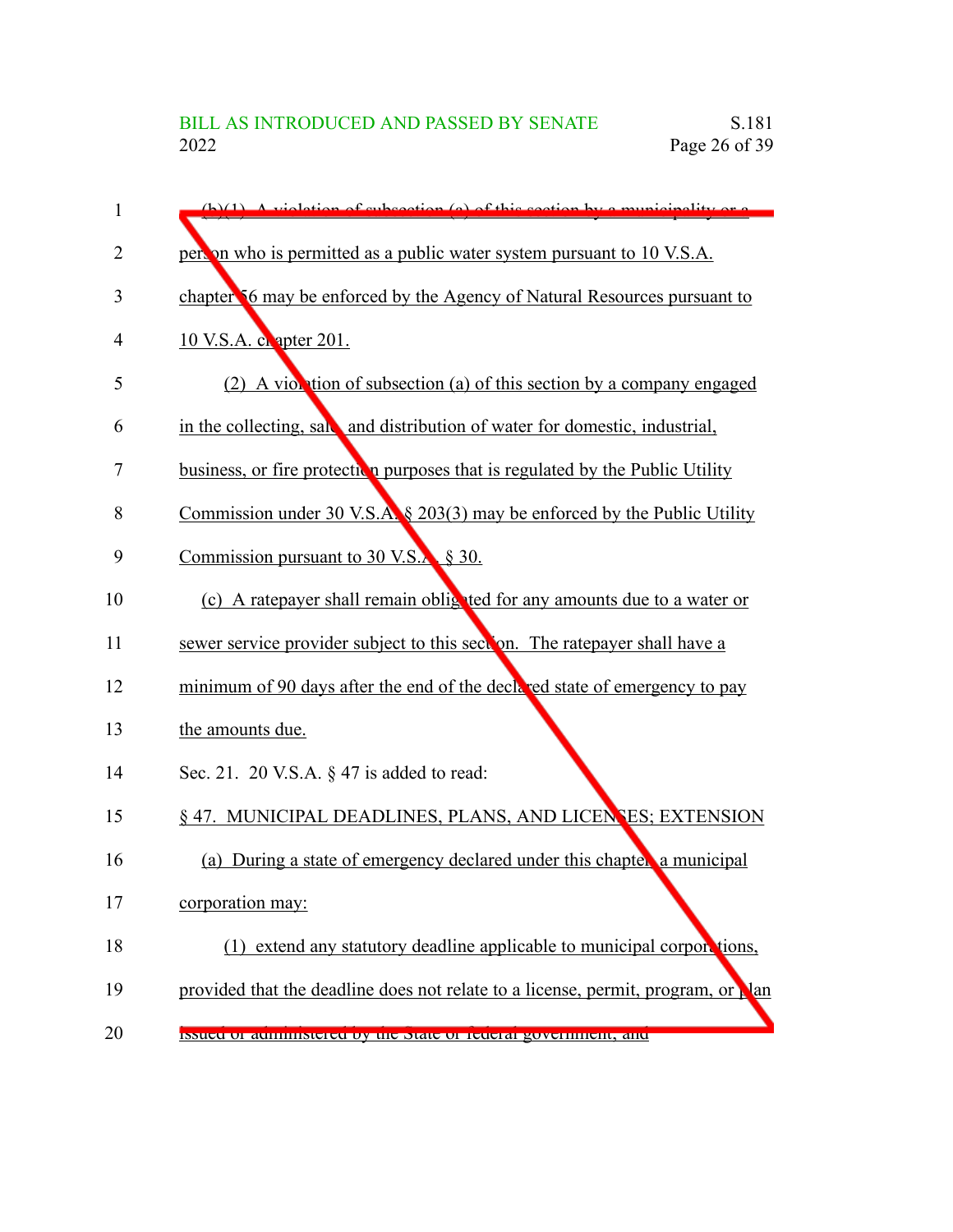(b)(1) A violation of subsection (a) of this section by a municipality or a person who is permitted as a public water system pursuant to 10 V.S.A. chapter 56 may be enforced by the Agency of Natural Resources pursuant to 10 V.S.A. chapter 201.

(2) A violation of subsection (a) of this section by a company engaged in the collecting, sale, and distribution of water for domestic, industrial, business, or fire protection purposes that is regulated by the Public Utility Commission under 30 V.S.A. § 203(3) may be enforced by the Public Utility Commission pursuant to 30 V.S.A. § 30.

(c) A ratepayer shall remain obligated for any amounts due to a water or sewer service provider subject to this section. The ratepayer shall have a minimum of 90 days after the end of the declared state of emergency to pay the amounts due.

Sec. 21. 20 V.S.A. § 47 is added to read:

§ 47. MUNICIPAL DEADLINES, PLANS, AND LICENSES; EXTENSION

(a) During a state of emergency declared under this chapter, a municipal corporation may:

(1) extend any statutory deadline applicable to municipal corporations, provided that the deadline does not relate to a license, permit, program, or plan issued or administered by the State or federal government; and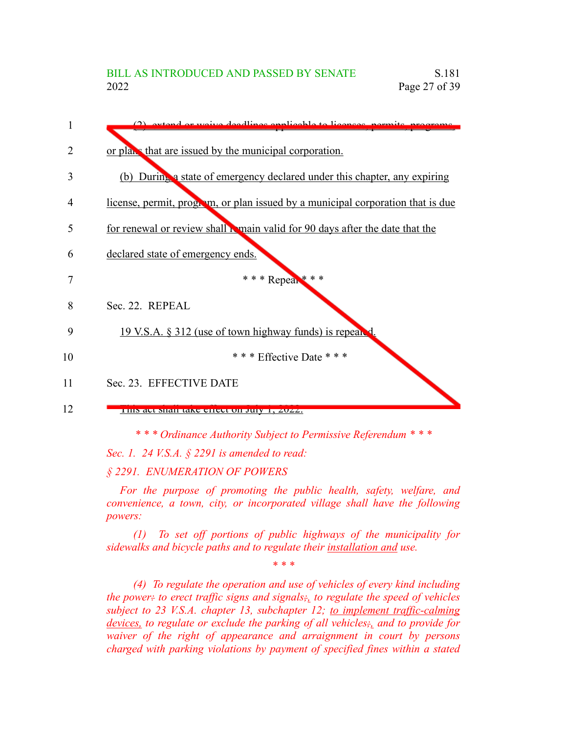(2) extend or waive deadlines applicable to licenses, permits, programs, or plans that are issued by the municipal corporation.

(b) During a state of emergency declared under this chapter, any expiring license, permit, program, or plan issued by a municipal corporation that is due for renewal or review shall remain valid for 90 days after the date that the declared state of emergency ends.

\* \* \* Repeal \* \* \*

Sec. 22. REPEAL

19 V.S.A. § 312 (use of town highway funds) is repealed.

\* \* \* Effective Date \* \* \*

Sec. 23. EFFECTIVE DATE

This act shall take effect on July 1, 2022.

*\* \* \* Ordinance Authority Subject to Permissive Referendum \* \* \**

*Sec. 1. 24 V.S.A. § 2291 is amended to read:*

*§ 2291. ENUMERATION OF POWERS*

*For the purpose of promoting the public health, safety, welfare, and convenience, a town, city, or incorporated village shall have the following powers:*

*(1) To set off portions of public highways of the municipality for sidewalks and bicycle paths and to regulate their installation and use.*

*\* \* \**

*(4) To regulate the operation and use of vehicles of every kind including the power: to erect traffic signs and signals;, to regulate the speed of vehicles subject to 23 V.S.A. chapter 13, subchapter 12; to implement traffic-calming devices, to regulate or exclude the parking of all vehicles;, and to provide for waiver of the right of appearance and arraignment in court by persons charged with parking violations by payment of specified fines within a stated*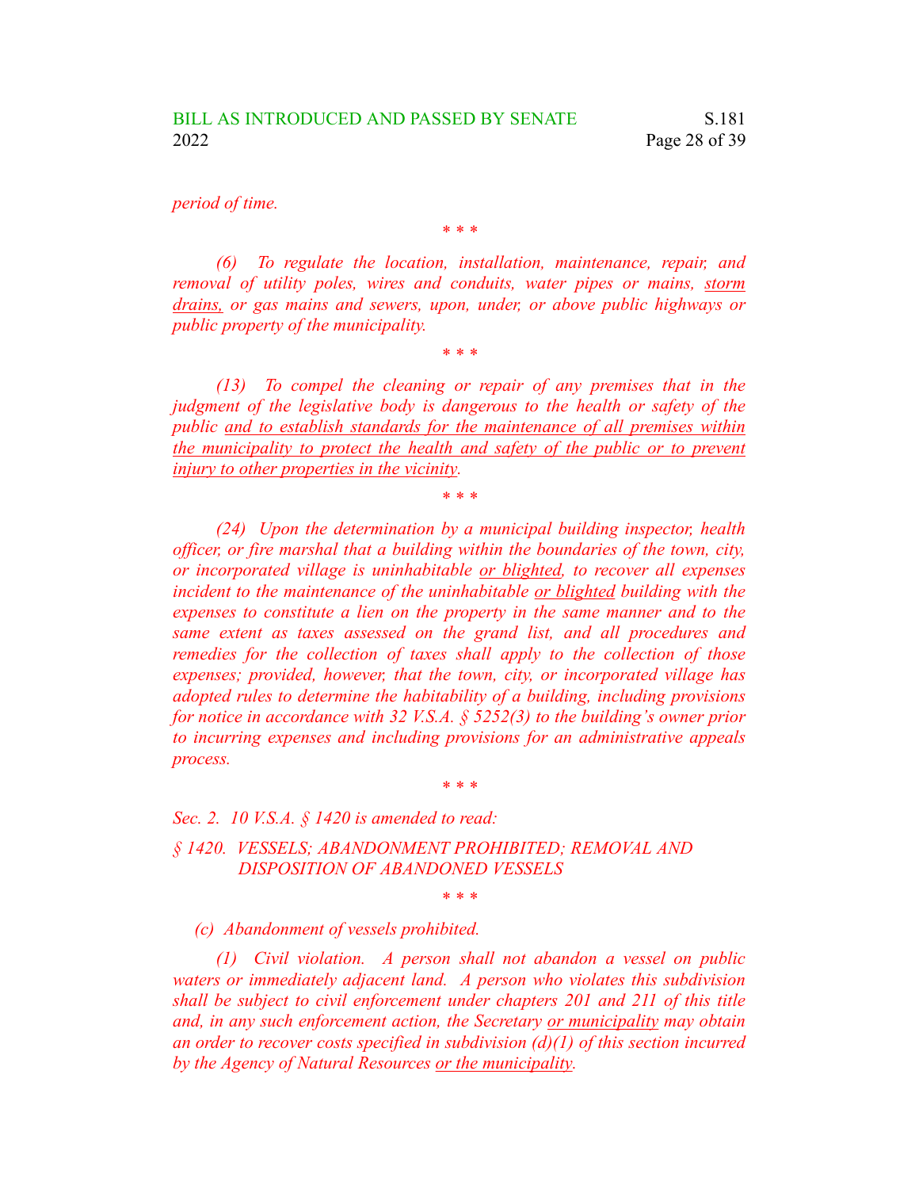*period of time.*

\* \* \*

*(6) To regulate the location, installation, maintenance, repair, and removal of utility poles, wires and conduits, water pipes or mains, <u>storm drains,</u> or gas mains and sewers, upon, under, or above public highways or public property of the municipality.*

\* \* \*

*(13) To compel the cleaning or repair of any premises that in the judgment of the legislative body is dangerous to the health or safety of the public <u>and to establish standards for the maintenance of all premises within the municipality to protect the health and safety of the public or to prevent injury to other properties in the vicinity</u>.*

\* \* \*

*(24) Upon the determination by a municipal building inspector, health officer, or fire marshal that a building within the boundaries of the town, city, or incorporated village is uninhabitable <u>or blighted</u>, to recover all expenses incident to the maintenance of the uninhabitable <u>or blighted</u> building with the expenses to constitute a lien on the property in the same manner and to the same extent as taxes assessed on the grand list, and all procedures and remedies for the collection of taxes shall apply to the collection of those expenses; provided, however, that the town, city, or incorporated village has adopted rules to determine the habitability of a building, including provisions for notice in accordance with 32 V.S.A. § 5252(3) to the building's owner prior to incurring expenses and including provisions for an administrative appeals process.*

\* \* \*

*Sec. 2. 10 V.S.A. § 1420 is amended to read:*

*§ 1420. VESSELS; ABANDONMENT PROHIBITED; REMOVAL AND DISPOSITION OF ABANDONED VESSELS*

\* \* \*

*(c) Abandonment of vessels prohibited.*

*(1) Civil violation. A person shall not abandon a vessel on public waters or immediately adjacent land. A person who violates this subdivision shall be subject to civil enforcement under chapters 201 and 211 of this title and, in any such enforcement action, the Secretary <u>or municipality</u> may obtain an order to recover costs specified in subdivision (d)(1) of this section incurred by the Agency of Natural Resources <u>or the municipality</u>.*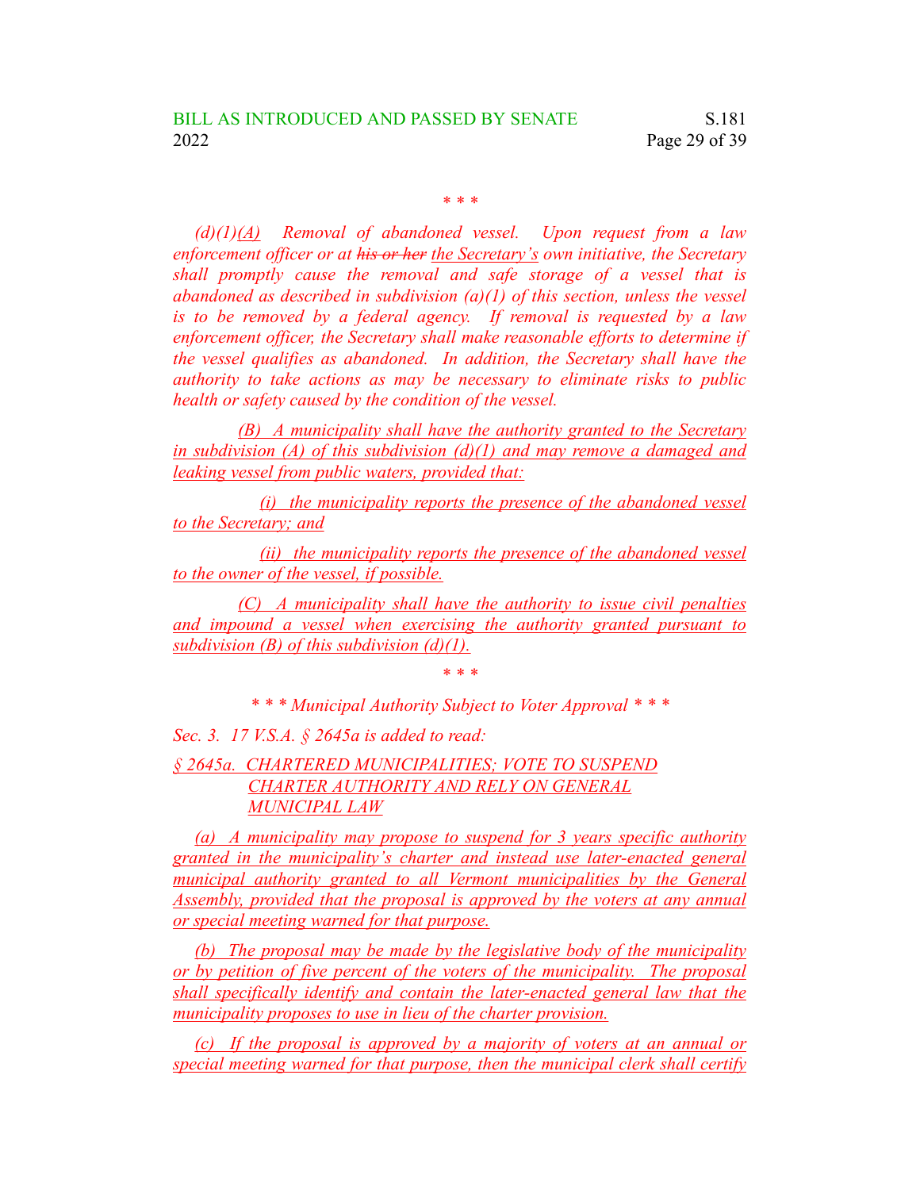\* \* \*

*(d)(1)(A) Removal of abandoned vessel. Upon request from a law enforcement officer or at ~~his or her~~ the Secretary's own initiative, the Secretary shall promptly cause the removal and safe storage of a vessel that is abandoned as described in subdivision (a)(1) of this section, unless the vessel is to be removed by a federal agency. If removal is requested by a law enforcement officer, the Secretary shall make reasonable efforts to determine if the vessel qualifies as abandoned. In addition, the Secretary shall have the authority to take actions as may be necessary to eliminate risks to public health or safety caused by the condition of the vessel.*

*(B) A municipality shall have the authority granted to the Secretary in subdivision (A) of this subdivision (d)(1) and may remove a damaged and leaking vessel from public waters, provided that:*

*(i) the municipality reports the presence of the abandoned vessel to the Secretary; and*

*(ii) the municipality reports the presence of the abandoned vessel to the owner of the vessel, if possible.*

*(C) A municipality shall have the authority to issue civil penalties and impound a vessel when exercising the authority granted pursuant to subdivision (B) of this subdivision (d)(1).*

\* \* \*

*\* \* \* Municipal Authority Subject to Voter Approval \* \* \**

*Sec. 3. 17 V.S.A. § 2645a is added to read:*

*§ 2645a. CHARTERED MUNICIPALITIES; VOTE TO SUSPEND CHARTER AUTHORITY AND RELY ON GENERAL MUNICIPAL LAW*

*(a) A municipality may propose to suspend for 3 years specific authority granted in the municipality's charter and instead use later-enacted general municipal authority granted to all Vermont municipalities by the General Assembly, provided that the proposal is approved by the voters at any annual or special meeting warned for that purpose.*

*(b) The proposal may be made by the legislative body of the municipality or by petition of five percent of the voters of the municipality. The proposal shall specifically identify and contain the later-enacted general law that the municipality proposes to use in lieu of the charter provision.*

*(c) If the proposal is approved by a majority of voters at an annual or special meeting warned for that purpose, then the municipal clerk shall certify*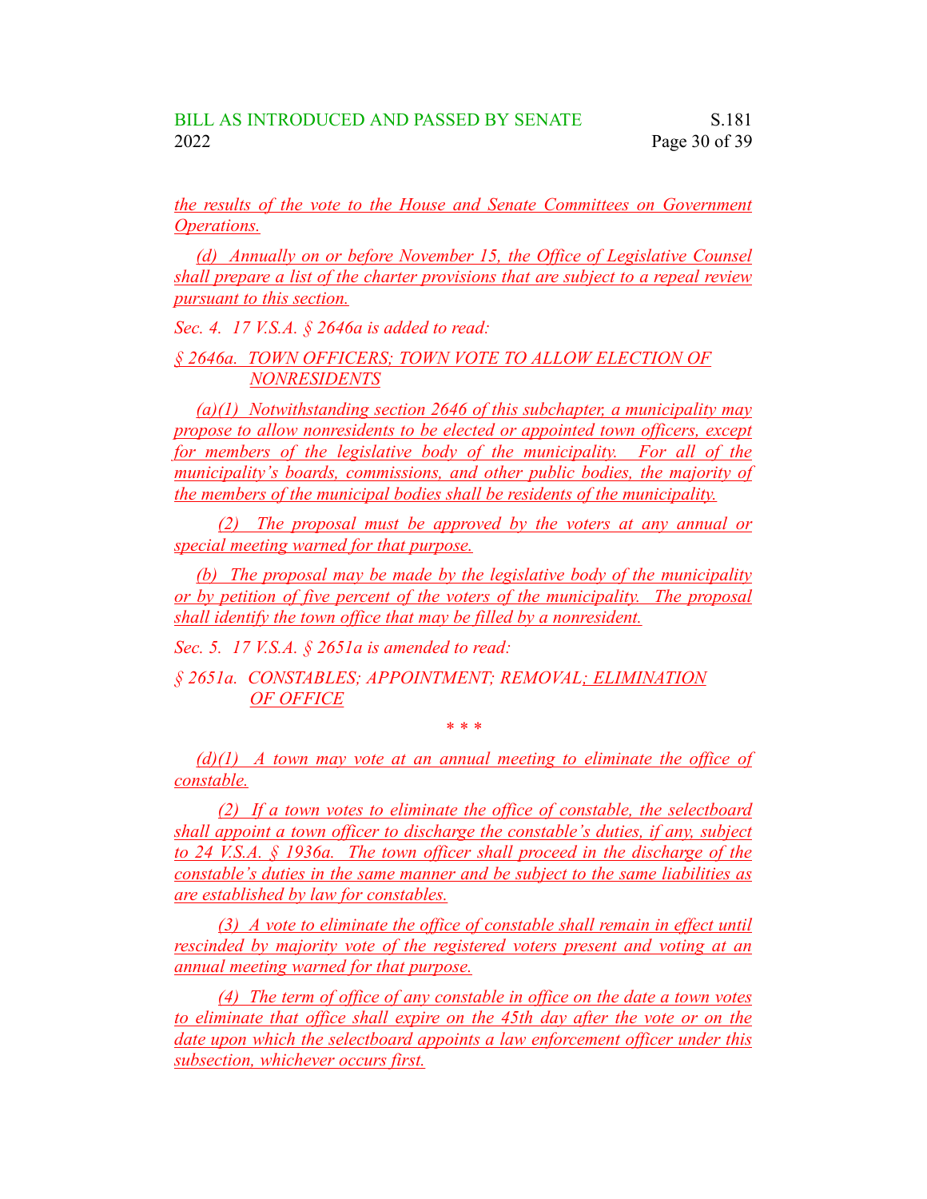the results of the vote to the House and Senate Committees on Government Operations.

(d) Annually on or before November 15, the Office of Legislative Counsel shall prepare a list of the charter provisions that are subject to a repeal review pursuant to this section.

*Sec. 4. 17 V.S.A. § 2646a is added to read:*

*§ 2646a. TOWN OFFICERS; TOWN VOTE TO ALLOW ELECTION OF NONRESIDENTS*

(a)(1) Notwithstanding section 2646 of this subchapter, a municipality may propose to allow nonresidents to be elected or appointed town officers, except for members of the legislative body of the municipality. For all of the municipality's boards, commissions, and other public bodies, the majority of the members of the municipal bodies shall be residents of the municipality.

(2) The proposal must be approved by the voters at any annual or special meeting warned for that purpose.

(b) The proposal may be made by the legislative body of the municipality or by petition of five percent of the voters of the municipality. The proposal shall identify the town office that may be filled by a nonresident.

*Sec. 5. 17 V.S.A. § 2651a is amended to read:*

*§ 2651a. CONSTABLES; APPOINTMENT; REMOVAL; ELIMINATION OF OFFICE*

\* \* \*

(d)(1) A town may vote at an annual meeting to eliminate the office of constable.

(2) If a town votes to eliminate the office of constable, the selectboard shall appoint a town officer to discharge the constable's duties, if any, subject to 24 V.S.A. § 1936a. The town officer shall proceed in the discharge of the constable's duties in the same manner and be subject to the same liabilities as are established by law for constables.

(3) A vote to eliminate the office of constable shall remain in effect until rescinded by majority vote of the registered voters present and voting at an annual meeting warned for that purpose.

(4) The term of office of any constable in office on the date a town votes to eliminate that office shall expire on the 45th day after the vote or on the date upon which the selectboard appoints a law enforcement officer under this subsection, whichever occurs first.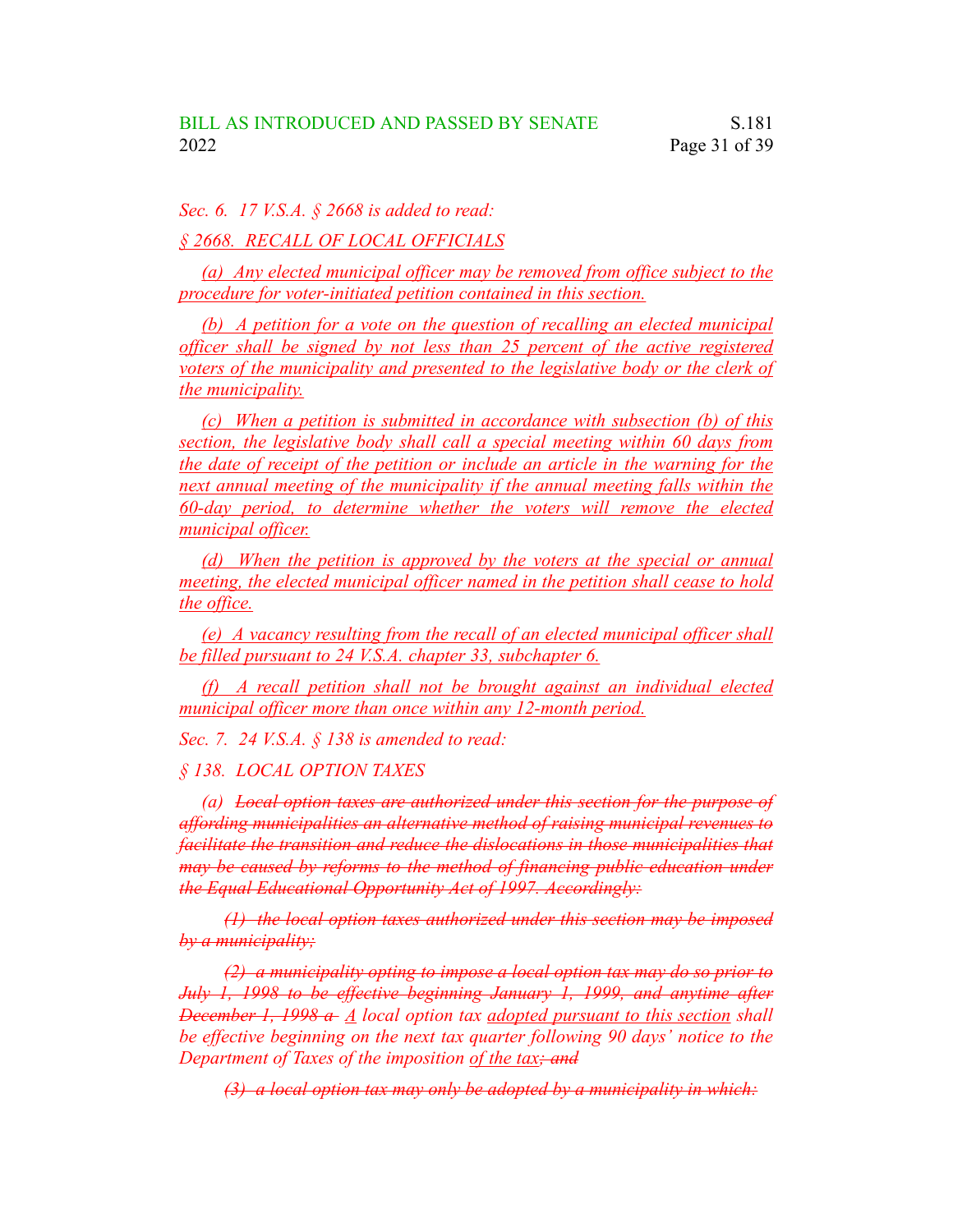*Sec. 6. 17 V.S.A. § 2668 is added to read:*

*§ 2668. RECALL OF LOCAL OFFICIALS*

*(a) Any elected municipal officer may be removed from office subject to the procedure for voter-initiated petition contained in this section.*

*(b) A petition for a vote on the question of recalling an elected municipal officer shall be signed by not less than 25 percent of the active registered voters of the municipality and presented to the legislative body or the clerk of the municipality.*

*(c) When a petition is submitted in accordance with subsection (b) of this section, the legislative body shall call a special meeting within 60 days from the date of receipt of the petition or include an article in the warning for the next annual meeting of the municipality if the annual meeting falls within the 60-day period, to determine whether the voters will remove the elected municipal officer.*

*(d) When the petition is approved by the voters at the special or annual meeting, the elected municipal officer named in the petition shall cease to hold the office.*

*(e) A vacancy resulting from the recall of an elected municipal officer shall be filled pursuant to 24 V.S.A. chapter 33, subchapter 6.*

*(f) A recall petition shall not be brought against an individual elected municipal officer more than once within any 12-month period.*

*Sec. 7. 24 V.S.A. § 138 is amended to read:*

*§ 138. LOCAL OPTION TAXES*

*(a) ~~Local option taxes are authorized under this section for the purpose of affording municipalities an alternative method of raising municipal revenues to facilitate the transition and reduce the dislocations in those municipalities that may be caused by reforms to the method of financing public education under the Equal Educational Opportunity Act of 1997. Accordingly:~~*

*~~(1) the local option taxes authorized under this section may be imposed by a municipality;~~*

*~~(2) a municipality opting to impose a local option tax may do so prior to July 1, 1998 to be effective beginning January 1, 1999, and anytime after December 1, 1998 a~~ A local option tax adopted pursuant to this section shall be effective beginning on the next tax quarter following 90 days' notice to the Department of Taxes of the imposition of the tax~~; and~~*

*~~(3) a local option tax may only be adopted by a municipality in which:~~*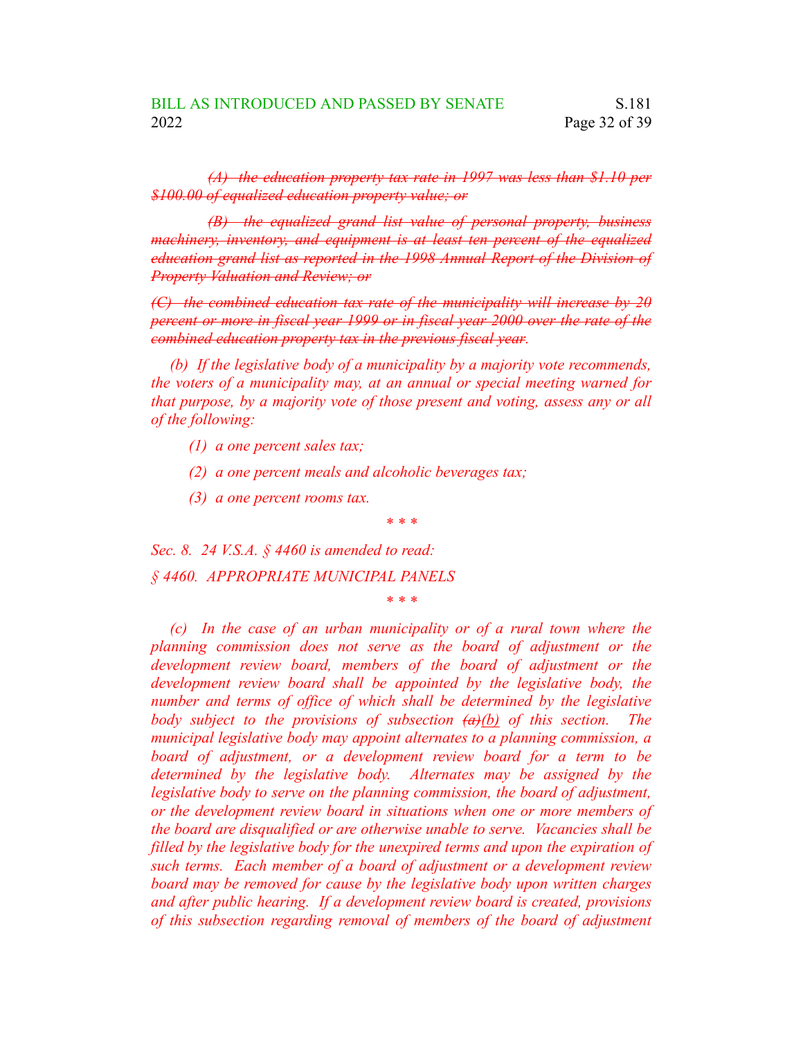*~~(A) the education property tax rate in 1997 was less than $1.10 per $100.00 of equalized education property value; or~~*

*~~(B) the equalized grand list value of personal property, business machinery, inventory, and equipment is at least ten percent of the equalized education grand list as reported in the 1998 Annual Report of the Division of Property Valuation and Review; or~~*

*~~(C) the combined education tax rate of the municipality will increase by 20 percent or more in fiscal year 1999 or in fiscal year 2000 over the rate of the combined education property tax in the previous fiscal year~~.*

*(b) If the legislative body of a municipality by a majority vote recommends, the voters of a municipality may, at an annual or special meeting warned for that purpose, by a majority vote of those present and voting, assess any or all of the following:*

*(1) a one percent sales tax;*

*(2) a one percent meals and alcoholic beverages tax;*

*(3) a one percent rooms tax.*

*\* \* \**

*Sec. 8. 24 V.S.A. § 4460 is amended to read:*

*§ 4460. APPROPRIATE MUNICIPAL PANELS*

*\* \* \**

*(c) In the case of an urban municipality or of a rural town where the planning commission does not serve as the board of adjustment or the development review board, members of the board of adjustment or the development review board shall be appointed by the legislative body, the number and terms of office of which shall be determined by the legislative body subject to the provisions of subsection ~~(a)~~<u>(b)</u> of this section. The municipal legislative body may appoint alternates to a planning commission, a board of adjustment, or a development review board for a term to be determined by the legislative body. Alternates may be assigned by the legislative body to serve on the planning commission, the board of adjustment, or the development review board in situations when one or more members of the board are disqualified or are otherwise unable to serve. Vacancies shall be filled by the legislative body for the unexpired terms and upon the expiration of such terms. Each member of a board of adjustment or a development review board may be removed for cause by the legislative body upon written charges and after public hearing. If a development review board is created, provisions of this subsection regarding removal of members of the board of adjustment*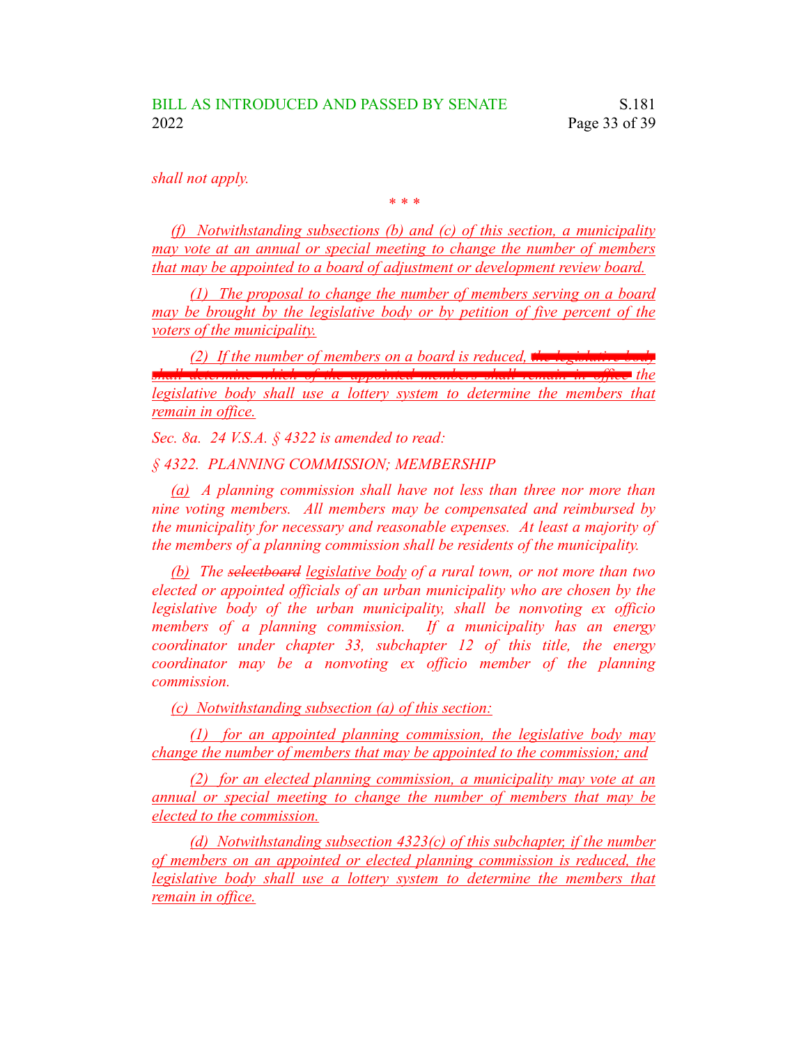*shall not apply.*

\* \* \*

*(f) Notwithstanding subsections (b) and (c) of this section, a municipality may vote at an annual or special meeting to change the number of members that may be appointed to a board of adjustment or development review board.*

*(1) The proposal to change the number of members serving on a board may be brought by the legislative body or by petition of five percent of the voters of the municipality.*

*(2) If the number of members on a board is reduced, ~~the legislative body shall determine which of the appointed members shall remain in office~~ the legislative body shall use a lottery system to determine the members that remain in office.*

*Sec. 8a. 24 V.S.A. § 4322 is amended to read:*

*§ 4322. PLANNING COMMISSION; MEMBERSHIP*

*(a) A planning commission shall have not less than three nor more than nine voting members. All members may be compensated and reimbursed by the municipality for necessary and reasonable expenses. At least a majority of the members of a planning commission shall be residents of the municipality.*

*(b) The ~~selectboard~~ legislative body of a rural town, or not more than two elected or appointed officials of an urban municipality who are chosen by the legislative body of the urban municipality, shall be nonvoting ex officio members of a planning commission. If a municipality has an energy coordinator under chapter 33, subchapter 12 of this title, the energy coordinator may be a nonvoting ex officio member of the planning commission.*

*(c) Notwithstanding subsection (a) of this section:*

*(1) for an appointed planning commission, the legislative body may change the number of members that may be appointed to the commission; and*

*(2) for an elected planning commission, a municipality may vote at an annual or special meeting to change the number of members that may be elected to the commission.*

*(d) Notwithstanding subsection 4323(c) of this subchapter, if the number of members on an appointed or elected planning commission is reduced, the legislative body shall use a lottery system to determine the members that remain in office.*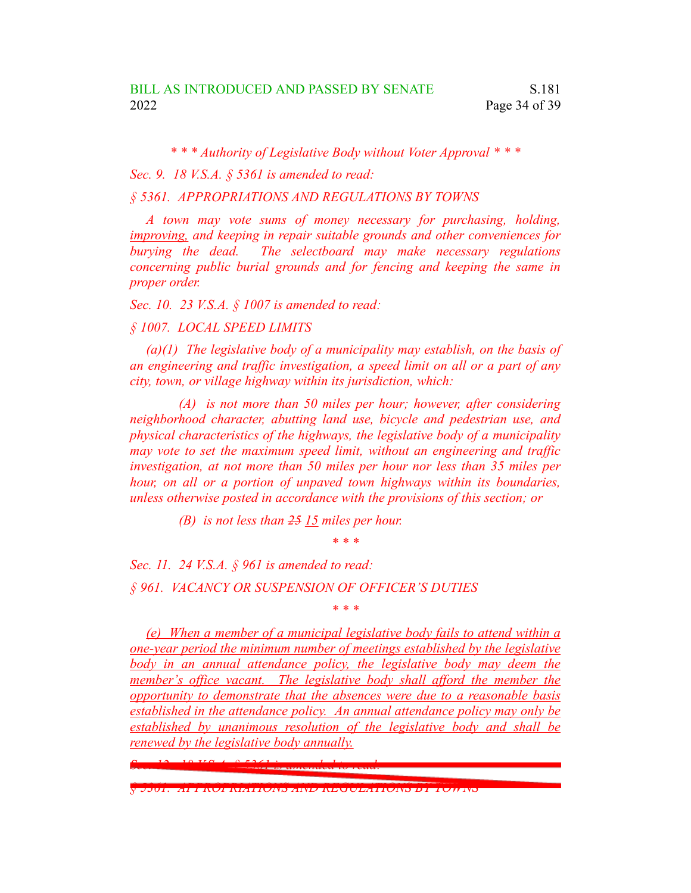*\* \* \* Authority of Legislative Body without Voter Approval \* \* \**

*Sec. 9. 18 V.S.A. § 5361 is amended to read:*

*§ 5361. APPROPRIATIONS AND REGULATIONS BY TOWNS*

*A town may vote sums of money necessary for purchasing, holding, <u>improving,</u> and keeping in repair suitable grounds and other conveniences for burying the dead. The selectboard may make necessary regulations concerning public burial grounds and for fencing and keeping the same in proper order.*

*Sec. 10. 23 V.S.A. § 1007 is amended to read:*

*§ 1007. LOCAL SPEED LIMITS*

*(a)(1) The legislative body of a municipality may establish, on the basis of an engineering and traffic investigation, a speed limit on all or a part of any city, town, or village highway within its jurisdiction, which:*

*(A) is not more than 50 miles per hour; however, after considering neighborhood character, abutting land use, bicycle and pedestrian use, and physical characteristics of the highways, the legislative body of a municipality may vote to set the maximum speed limit, without an engineering and traffic investigation, at not more than 50 miles per hour nor less than 35 miles per hour, on all or a portion of unpaved town highways within its boundaries, unless otherwise posted in accordance with the provisions of this section; or*

*(B) is not less than ~~25~~ <u>15</u> miles per hour.*

*\* \* \**

*Sec. 11. 24 V.S.A. § 961 is amended to read:*

*§ 961. VACANCY OR SUSPENSION OF OFFICER'S DUTIES*

*\* \* \**

*<u>(e) When a member of a municipal legislative body fails to attend within a one-year period the minimum number of meetings established by the legislative body in an annual attendance policy, the legislative body may deem the member's office vacant. The legislative body shall afford the member the opportunity to demonstrate that the absences were due to a reasonable basis established in the attendance policy. An annual attendance policy may only be established by unanimous resolution of the legislative body and shall be renewed by the legislative body annually.</u>*

~~*Sec. 12. 18 V.S.A. § 5361 is amended to read:*~~

~~*§ 5361. APPROPRIATIONS AND REGULATIONS BY TOWNS*~~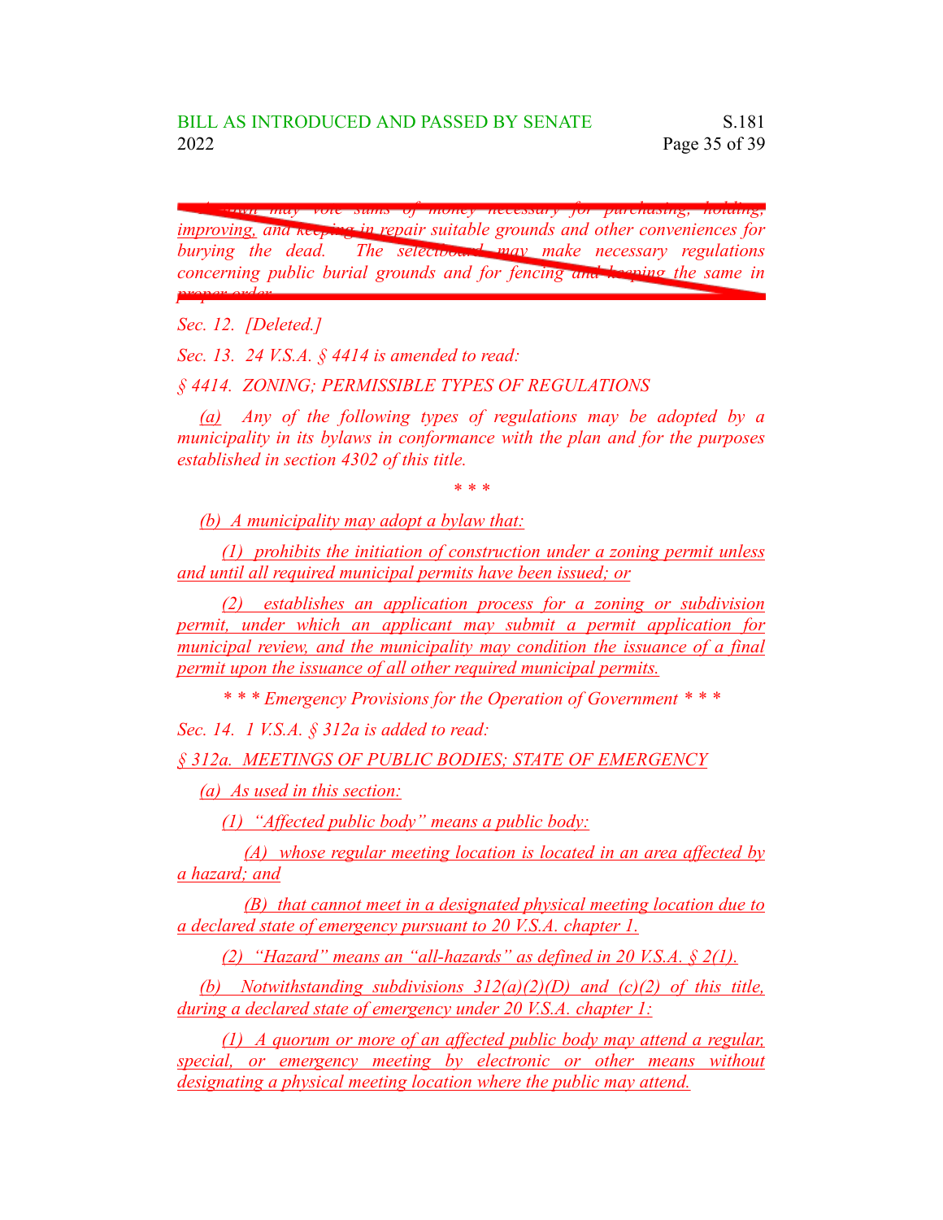~~A town may vote sums of money necessary for purchasing, holding, improving, and keeping in repair suitable grounds and other conveniences for burying the dead. The selectboard may make necessary regulations concerning public burial grounds and for fencing and keeping the same in proper order.~~

*Sec. 12. [Deleted.]*

*Sec. 13. 24 V.S.A. § 4414 is amended to read:*

*§ 4414. ZONING; PERMISSIBLE TYPES OF REGULATIONS*

*(a) Any of the following types of regulations may be adopted by a municipality in its bylaws in conformance with the plan and for the purposes established in section 4302 of this title.*

*\* \* \**

*(b) A municipality may adopt a bylaw that:*

*(1) prohibits the initiation of construction under a zoning permit unless and until all required municipal permits have been issued; or*

*(2) establishes an application process for a zoning or subdivision permit, under which an applicant may submit a permit application for municipal review, and the municipality may condition the issuance of a final permit upon the issuance of all other required municipal permits.*

*\* \* \* Emergency Provisions for the Operation of Government \* \* \**

*Sec. 14. 1 V.S.A. § 312a is added to read:*

*§ 312a. MEETINGS OF PUBLIC BODIES; STATE OF EMERGENCY*

*(a) As used in this section:*

*(1) "Affected public body" means a public body:*

*(A) whose regular meeting location is located in an area affected by a hazard; and*

*(B) that cannot meet in a designated physical meeting location due to a declared state of emergency pursuant to 20 V.S.A. chapter 1.*

*(2) "Hazard" means an "all-hazards" as defined in 20 V.S.A. § 2(1).*

*(b) Notwithstanding subdivisions 312(a)(2)(D) and (c)(2) of this title, during a declared state of emergency under 20 V.S.A. chapter 1:*

*(1) A quorum or more of an affected public body may attend a regular, special, or emergency meeting by electronic or other means without designating a physical meeting location where the public may attend.*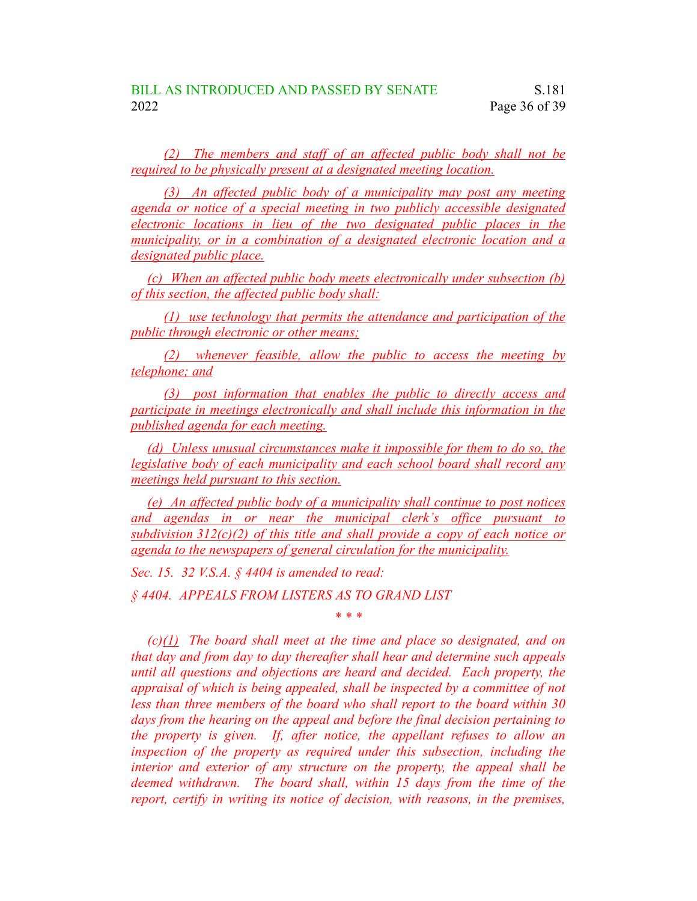(2) The members and staff of an affected public body shall not be required to be physically present at a designated meeting location.

(3) An affected public body of a municipality may post any meeting agenda or notice of a special meeting in two publicly accessible designated electronic locations in lieu of the two designated public places in the municipality, or in a combination of a designated electronic location and a designated public place.

(c) When an affected public body meets electronically under subsection (b) of this section, the affected public body shall:

(1) use technology that permits the attendance and participation of the public through electronic or other means;

(2) whenever feasible, allow the public to access the meeting by telephone; and

(3) post information that enables the public to directly access and participate in meetings electronically and shall include this information in the published agenda for each meeting.

(d) Unless unusual circumstances make it impossible for them to do so, the legislative body of each municipality and each school board shall record any meetings held pursuant to this section.

(e) An affected public body of a municipality shall continue to post notices and agendas in or near the municipal clerk's office pursuant to subdivision 312(c)(2) of this title and shall provide a copy of each notice or agenda to the newspapers of general circulation for the municipality.

*Sec. 15. 32 V.S.A. § 4404 is amended to read:*

*§ 4404. APPEALS FROM LISTERS AS TO GRAND LIST*

\* \* \*

*(c)(1) The board shall meet at the time and place so designated, and on that day and from day to day thereafter shall hear and determine such appeals until all questions and objections are heard and decided. Each property, the appraisal of which is being appealed, shall be inspected by a committee of not less than three members of the board who shall report to the board within 30 days from the hearing on the appeal and before the final decision pertaining to the property is given. If, after notice, the appellant refuses to allow an inspection of the property as required under this subsection, including the interior and exterior of any structure on the property, the appeal shall be deemed withdrawn. The board shall, within 15 days from the time of the report, certify in writing its notice of decision, with reasons, in the premises,*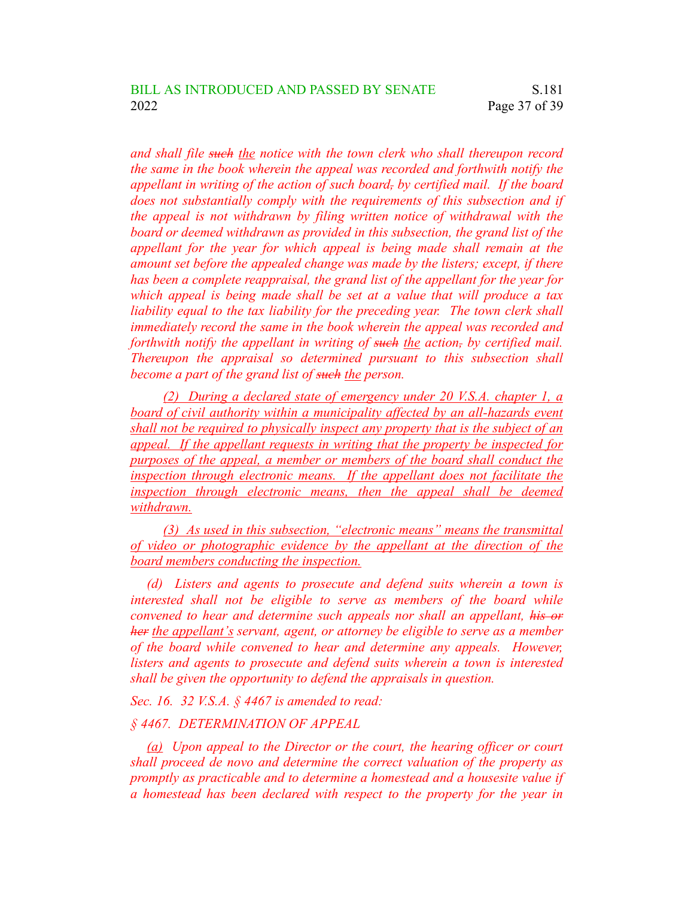*and shall file ~~such~~ <u>the</u> notice with the town clerk who shall thereupon record the same in the book wherein the appeal was recorded and forthwith notify the appellant in writing of the action of such board~~,~~ by certified mail. If the board does not substantially comply with the requirements of this subsection and if the appeal is not withdrawn by filing written notice of withdrawal with the board or deemed withdrawn as provided in this subsection, the grand list of the appellant for the year for which appeal is being made shall remain at the amount set before the appealed change was made by the listers; except, if there has been a complete reappraisal, the grand list of the appellant for the year for which appeal is being made shall be set at a value that will produce a tax liability equal to the tax liability for the preceding year. The town clerk shall immediately record the same in the book wherein the appeal was recorded and forthwith notify the appellant in writing of ~~such~~ <u>the</u> action~~,~~ by certified mail. Thereupon the appraisal so determined pursuant to this subsection shall become a part of the grand list of ~~such~~ <u>the</u> person.*

<u>*(2) During a declared state of emergency under 20 V.S.A. chapter 1, a board of civil authority within a municipality affected by an all-hazards event shall not be required to physically inspect any property that is the subject of an appeal. If the appellant requests in writing that the property be inspected for purposes of the appeal, a member or members of the board shall conduct the inspection through electronic means. If the appellant does not facilitate the inspection through electronic means, then the appeal shall be deemed withdrawn.*</u>

<u>*(3) As used in this subsection, "electronic means" means the transmittal of video or photographic evidence by the appellant at the direction of the board members conducting the inspection.*</u>

*(d) Listers and agents to prosecute and defend suits wherein a town is interested shall not be eligible to serve as members of the board while convened to hear and determine such appeals nor shall an appellant, ~~his or her~~ <u>the appellant's</u> servant, agent, or attorney be eligible to serve as a member of the board while convened to hear and determine any appeals. However, listers and agents to prosecute and defend suits wherein a town is interested shall be given the opportunity to defend the appraisals in question.*

*Sec. 16. 32 V.S.A. § 4467 is amended to read:*

*§ 4467. DETERMINATION OF APPEAL*

*<u>(a)</u> Upon appeal to the Director or the court, the hearing officer or court shall proceed de novo and determine the correct valuation of the property as promptly as practicable and to determine a homestead and a housesite value if a homestead has been declared with respect to the property for the year in*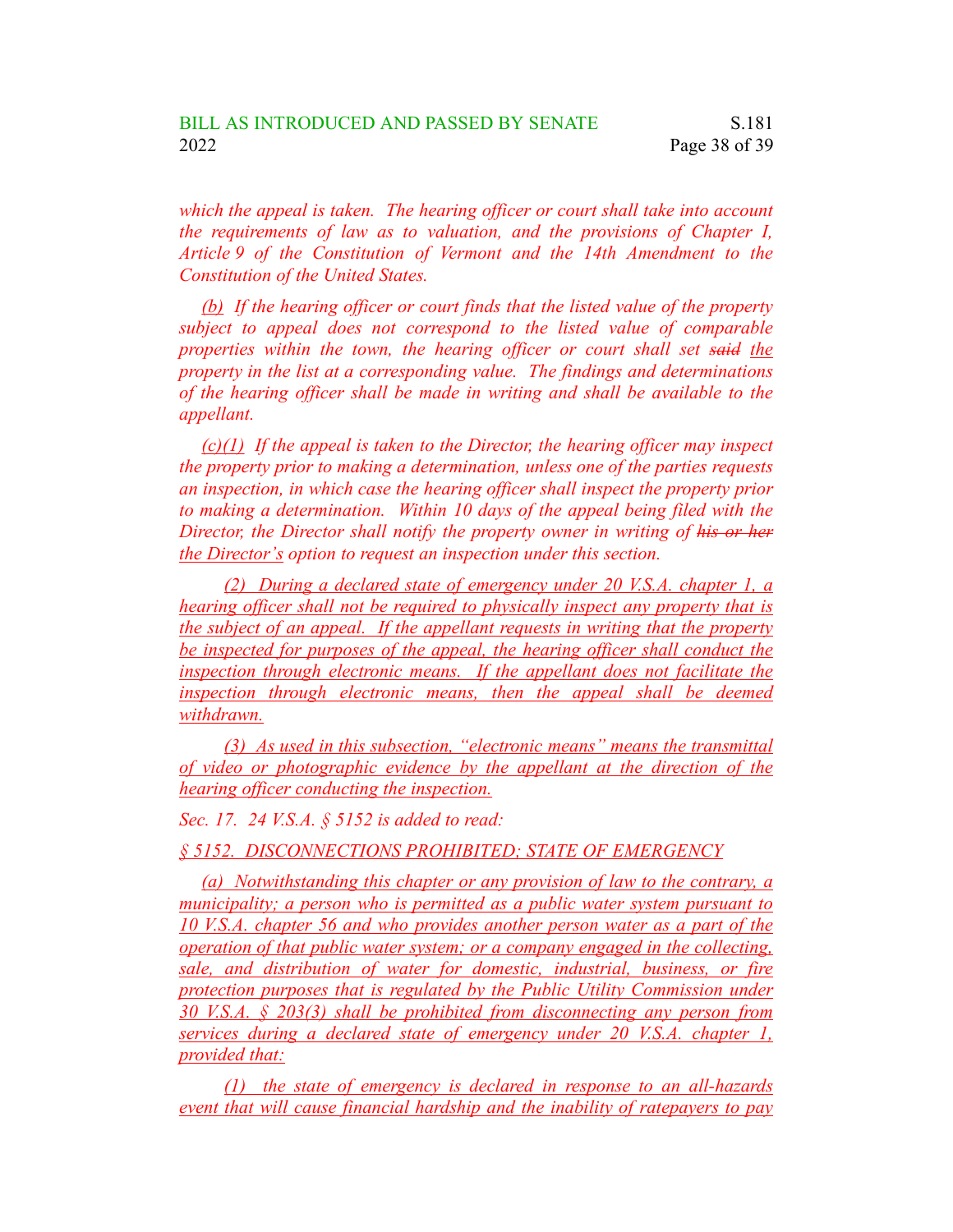*which the appeal is taken. The hearing officer or court shall take into account the requirements of law as to valuation, and the provisions of Chapter I, Article 9 of the Constitution of Vermont and the 14th Amendment to the Constitution of the United States.*

*(b) If the hearing officer or court finds that the listed value of the property subject to appeal does not correspond to the listed value of comparable properties within the town, the hearing officer or court shall set ~~said~~ the property in the list at a corresponding value. The findings and determinations of the hearing officer shall be made in writing and shall be available to the appellant.*

*(c)(1) If the appeal is taken to the Director, the hearing officer may inspect the property prior to making a determination, unless one of the parties requests an inspection, in which case the hearing officer shall inspect the property prior to making a determination. Within 10 days of the appeal being filed with the Director, the Director shall notify the property owner in writing of ~~his or her~~ the Director's option to request an inspection under this section.*

*(2) During a declared state of emergency under 20 V.S.A. chapter 1, a hearing officer shall not be required to physically inspect any property that is the subject of an appeal. If the appellant requests in writing that the property be inspected for purposes of the appeal, the hearing officer shall conduct the inspection through electronic means. If the appellant does not facilitate the inspection through electronic means, then the appeal shall be deemed withdrawn.*

*(3) As used in this subsection, "electronic means" means the transmittal of video or photographic evidence by the appellant at the direction of the hearing officer conducting the inspection.*

*Sec. 17. 24 V.S.A. § 5152 is added to read:*

*§ 5152. DISCONNECTIONS PROHIBITED; STATE OF EMERGENCY*

*(a) Notwithstanding this chapter or any provision of law to the contrary, a municipality; a person who is permitted as a public water system pursuant to 10 V.S.A. chapter 56 and who provides another person water as a part of the operation of that public water system; or a company engaged in the collecting, sale, and distribution of water for domestic, industrial, business, or fire protection purposes that is regulated by the Public Utility Commission under 30 V.S.A. § 203(3) shall be prohibited from disconnecting any person from services during a declared state of emergency under 20 V.S.A. chapter 1, provided that:*

*(1) the state of emergency is declared in response to an all-hazards event that will cause financial hardship and the inability of ratepayers to pay*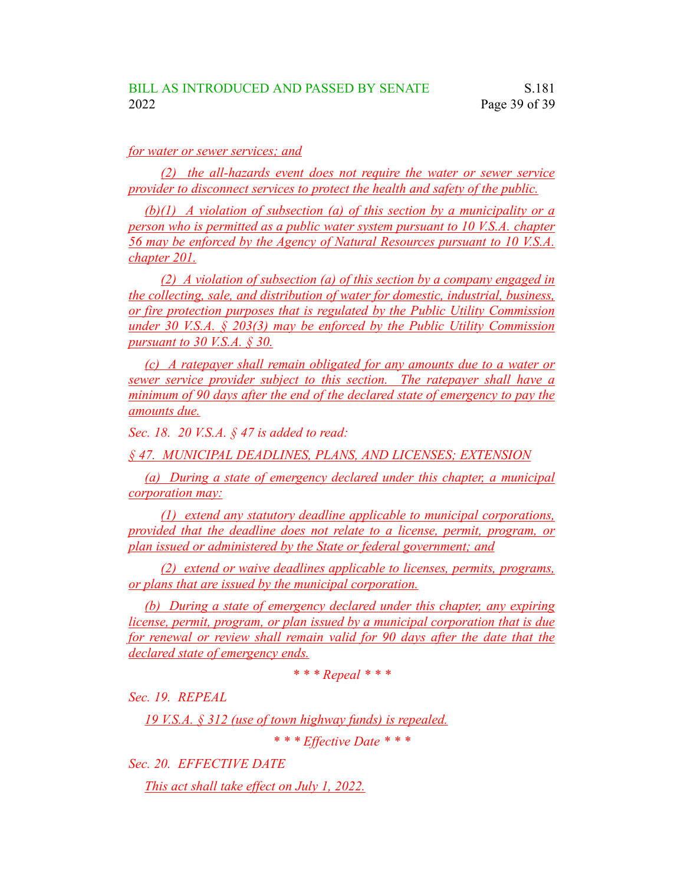for water or sewer services; and

(2) the all-hazards event does not require the water or sewer service provider to disconnect services to protect the health and safety of the public.

(b)(1) A violation of subsection (a) of this section by a municipality or a person who is permitted as a public water system pursuant to 10 V.S.A. chapter 56 may be enforced by the Agency of Natural Resources pursuant to 10 V.S.A. chapter 201.

(2) A violation of subsection (a) of this section by a company engaged in the collecting, sale, and distribution of water for domestic, industrial, business, or fire protection purposes that is regulated by the Public Utility Commission under 30 V.S.A. § 203(3) may be enforced by the Public Utility Commission pursuant to 30 V.S.A. § 30.

(c) A ratepayer shall remain obligated for any amounts due to a water or sewer service provider subject to this section. The ratepayer shall have a minimum of 90 days after the end of the declared state of emergency to pay the amounts due.

*Sec. 18. 20 V.S.A. § 47 is added to read:*

*§ 47. MUNICIPAL DEADLINES, PLANS, AND LICENSES; EXTENSION*

(a) During a state of emergency declared under this chapter, a municipal corporation may:

(1) extend any statutory deadline applicable to municipal corporations, provided that the deadline does not relate to a license, permit, program, or plan issued or administered by the State or federal government; and

(2) extend or waive deadlines applicable to licenses, permits, programs, or plans that are issued by the municipal corporation.

(b) During a state of emergency declared under this chapter, any expiring license, permit, program, or plan issued by a municipal corporation that is due for renewal or review shall remain valid for 90 days after the date that the declared state of emergency ends.

*\* \* \* Repeal \* \* \**

*Sec. 19. REPEAL*

19 V.S.A. § 312 (use of town highway funds) is repealed.

*\* \* \* Effective Date \* \* \**

*Sec. 20. EFFECTIVE DATE*

This act shall take effect on July 1, 2022.